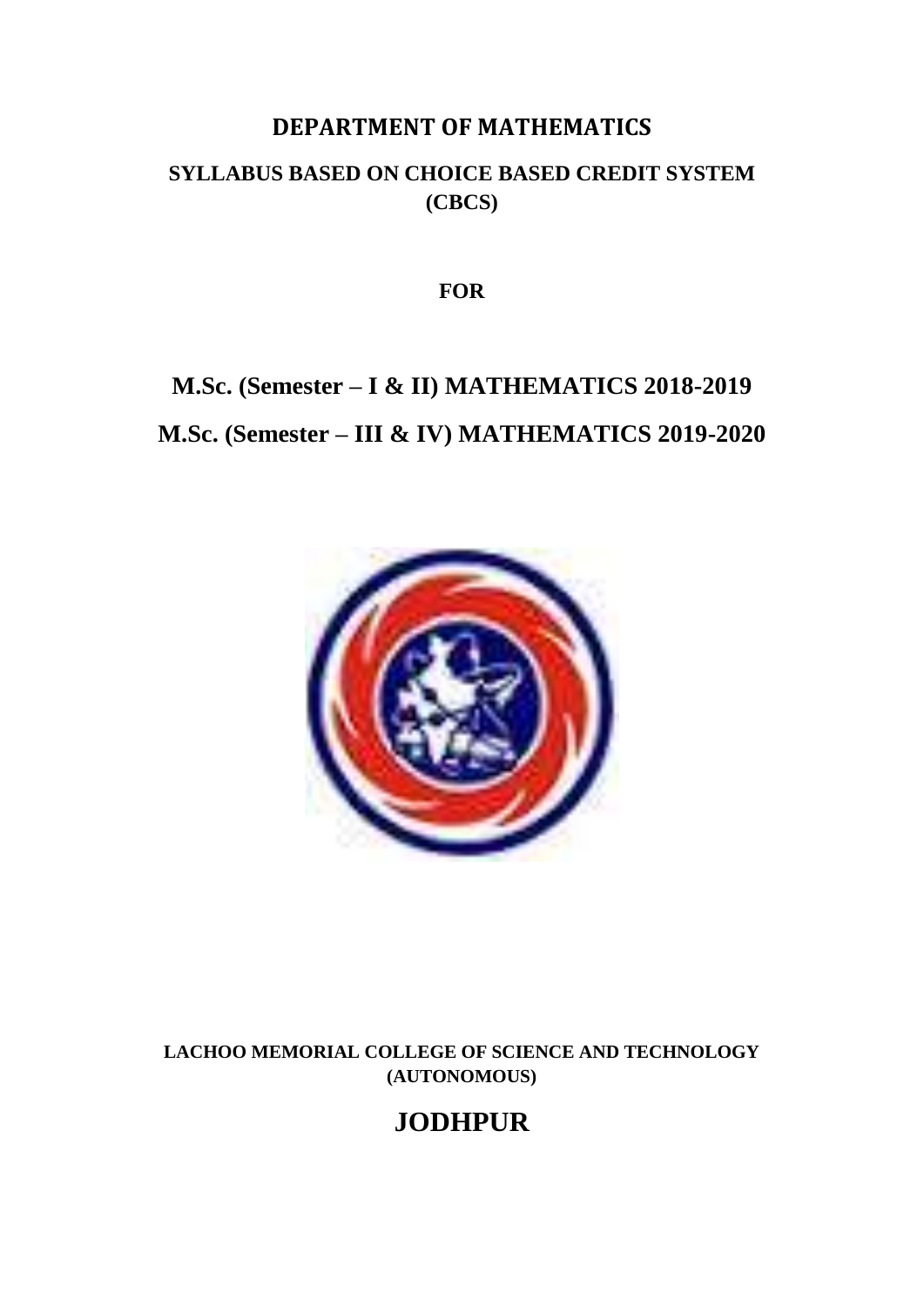# DEPARTMENT OF MATHEMATICS

## SYLLABUS BASED ON CHOICE BASED CREDIT SYSTEM (CBCS)

**FOR**

## M.Sc. (Semester – I & II) MATHEMATICS 2018-2019

## M.Sc. (Semester – III & IV) MATHEMATICS 2019-2020

**LACHOO MEMORIAL COLLEGE OF SCIENCE AND TECHNOLOGY (AUTONOMOUS)**

# JODHPUR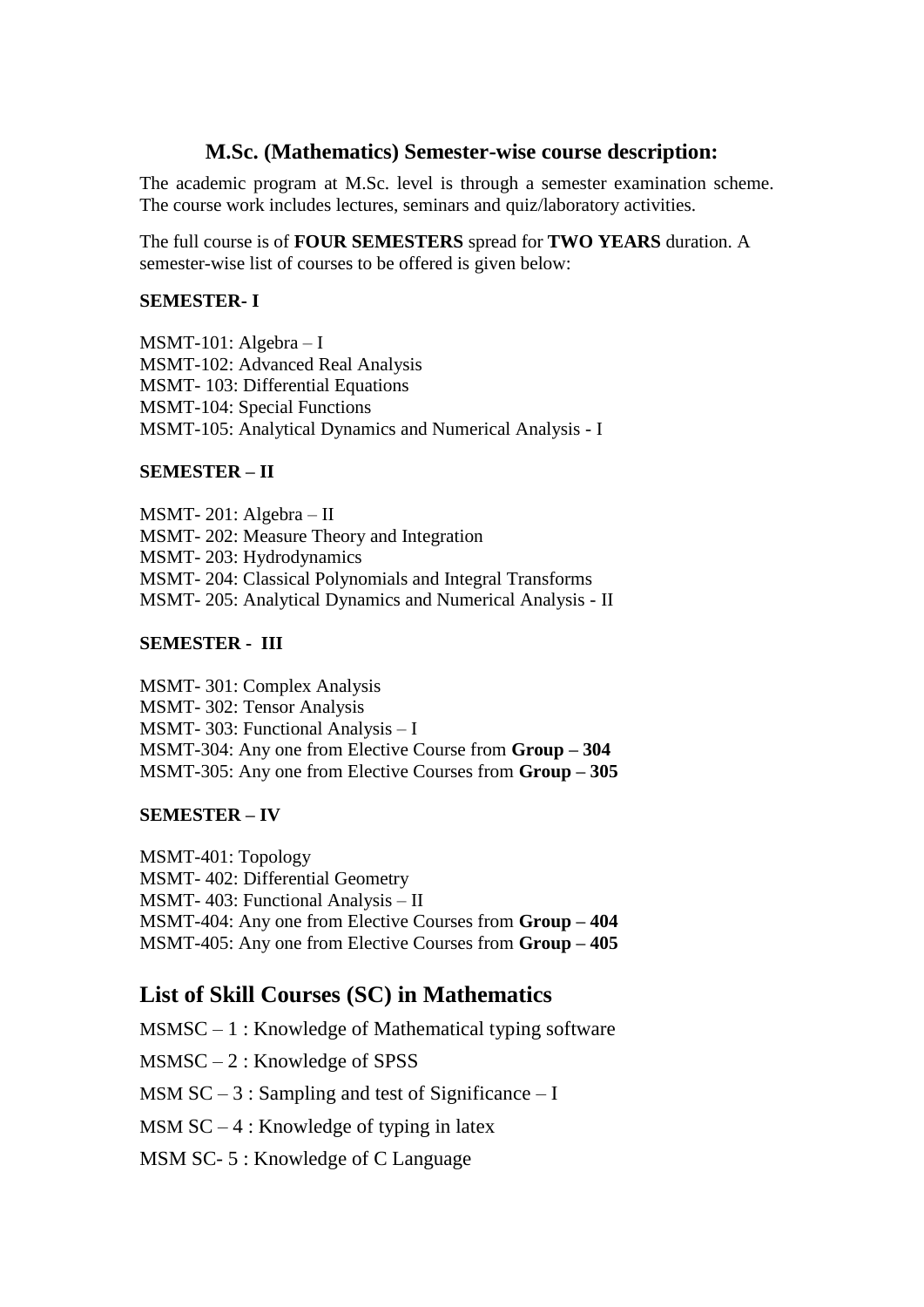## M.Sc. (Mathematics) Semester-wise course description:

The academic program at M.Sc. level is through a semester examination scheme. The course work includes lectures, seminars and quiz/laboratory activities.

The full course is of **FOUR SEMESTERS** spread for **TWO YEARS** duration. A semester-wise list of courses to be offered is given below:

**SEMESTER- I**

MSMT-101: Algebra – I
MSMT-102: Advanced Real Analysis
MSMT- 103: Differential Equations
MSMT-104: Special Functions
MSMT-105: Analytical Dynamics and Numerical Analysis - I

**SEMESTER – II**

MSMT- 201: Algebra – II
MSMT- 202: Measure Theory and Integration
MSMT- 203: Hydrodynamics
MSMT- 204: Classical Polynomials and Integral Transforms
MSMT- 205: Analytical Dynamics and Numerical Analysis - II

**SEMESTER - III**

MSMT- 301: Complex Analysis
MSMT- 302: Tensor Analysis
MSMT- 303: Functional Analysis – I
MSMT-304: Any one from Elective Course from **Group – 304**
MSMT-305: Any one from Elective Courses from **Group – 305**

**SEMESTER – IV**

MSMT-401: Topology
MSMT- 402: Differential Geometry
MSMT- 403: Functional Analysis – II
MSMT-404: Any one from Elective Courses from **Group – 404**
MSMT-405: Any one from Elective Courses from **Group – 405**

## List of Skill Courses (SC) in Mathematics

MSMSC – 1 : Knowledge of Mathematical typing software

MSMSC – 2 : Knowledge of SPSS

MSM SC – 3 : Sampling and test of Significance – I

MSM SC – 4 : Knowledge of typing in latex

MSM SC- 5 : Knowledge of C Language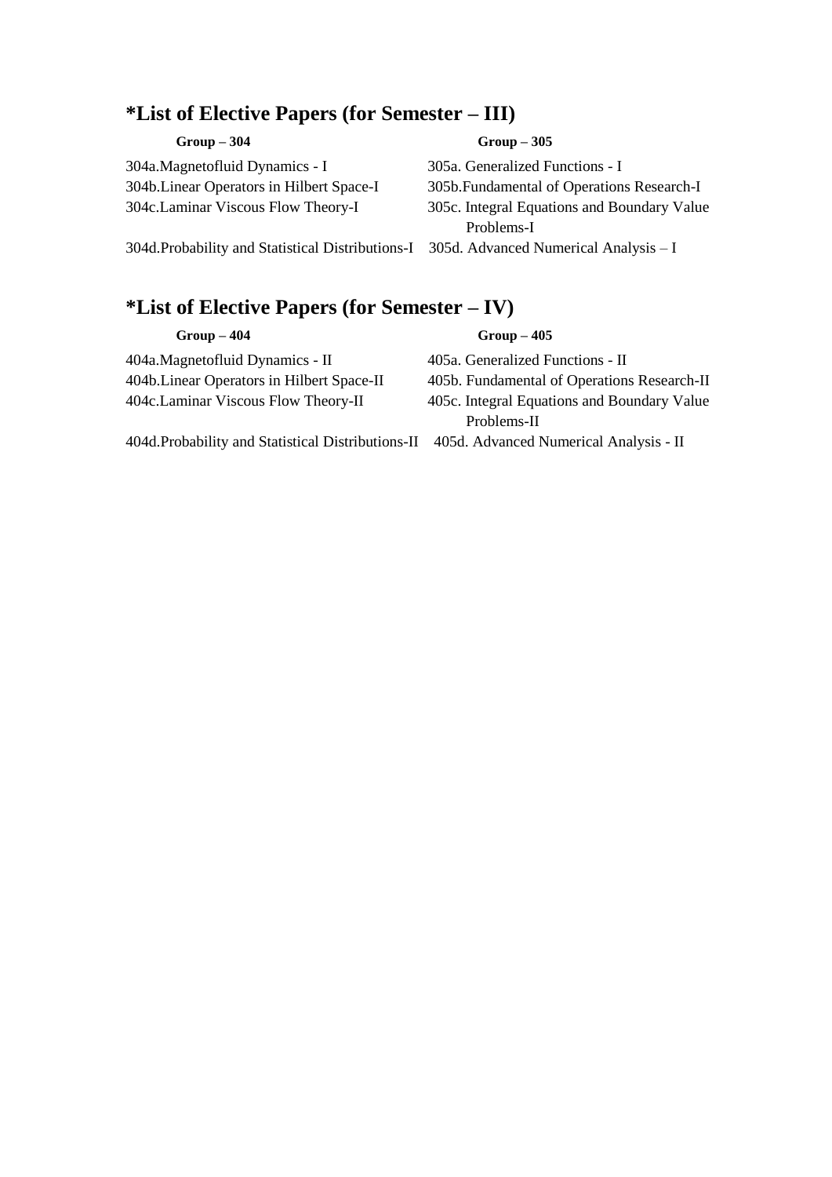## *List of Elective Papers (for Semester – III)

| **Group – 304** | **Group – 305** |
|---|---|
| 304a.Magnetofluid Dynamics - I | 305a. Generalized Functions - I |
| 304b.Linear Operators in Hilbert Space-I | 305b.Fundamental of Operations Research-I |
| 304c.Laminar Viscous Flow Theory-I | 305c. Integral Equations and Boundary Value Problems-I |
| 304d.Probability and Statistical Distributions-I | 305d. Advanced Numerical Analysis – I |

## *List of Elective Papers (for Semester – IV)

| **Group – 404** | **Group – 405** |
|---|---|
| 404a.Magnetofluid Dynamics - II | 405a. Generalized Functions - II |
| 404b.Linear Operators in Hilbert Space-II | 405b. Fundamental of Operations Research-II |
| 404c.Laminar Viscous Flow Theory-II | 405c. Integral Equations and Boundary Value Problems-II |
| 404d.Probability and Statistical Distributions-II | 405d. Advanced Numerical Analysis - II |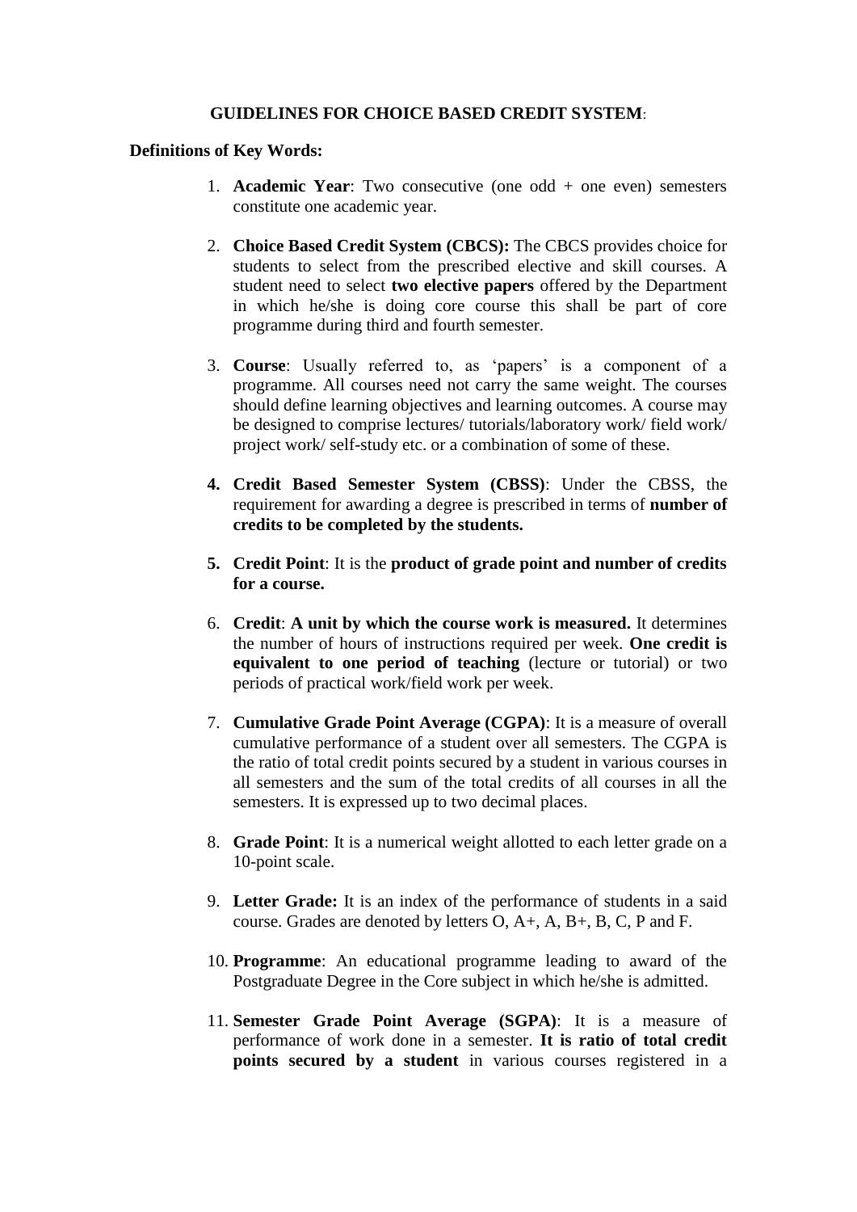## GUIDELINES FOR CHOICE BASED CREDIT SYSTEM:

**Definitions of Key Words:**

1. **Academic Year**: Two consecutive (one odd + one even) semesters constitute one academic year.

2. **Choice Based Credit System (CBCS):** The CBCS provides choice for students to select from the prescribed elective and skill courses. A student need to select **two elective papers** offered by the Department in which he/she is doing core course this shall be part of core programme during third and fourth semester.

3. **Course**: Usually referred to, as 'papers' is a component of a programme. All courses need not carry the same weight. The courses should define learning objectives and learning outcomes. A course may be designed to comprise lectures/ tutorials/laboratory work/ field work/ project work/ self-study etc. or a combination of some of these.

4. **Credit Based Semester System (CBSS)**: Under the CBSS, the requirement for awarding a degree is prescribed in terms of **number of credits to be completed by the students.**

5. **Credit Point**: It is the **product of grade point and number of credits for a course.**

6. **Credit**: **A unit by which the course work is measured.** It determines the number of hours of instructions required per week. **One credit is equivalent to one period of teaching** (lecture or tutorial) or two periods of practical work/field work per week.

7. **Cumulative Grade Point Average (CGPA)**: It is a measure of overall cumulative performance of a student over all semesters. The CGPA is the ratio of total credit points secured by a student in various courses in all semesters and the sum of the total credits of all courses in all the semesters. It is expressed up to two decimal places.

8. **Grade Point**: It is a numerical weight allotted to each letter grade on a 10-point scale.

9. **Letter Grade:** It is an index of the performance of students in a said course. Grades are denoted by letters O, A+, A, B+, B, C, P and F.

10. **Programme**: An educational programme leading to award of the Postgraduate Degree in the Core subject in which he/she is admitted.

11. **Semester Grade Point Average (SGPA)**: It is a measure of performance of work done in a semester. **It is ratio of total credit points secured by a student** in various courses registered in a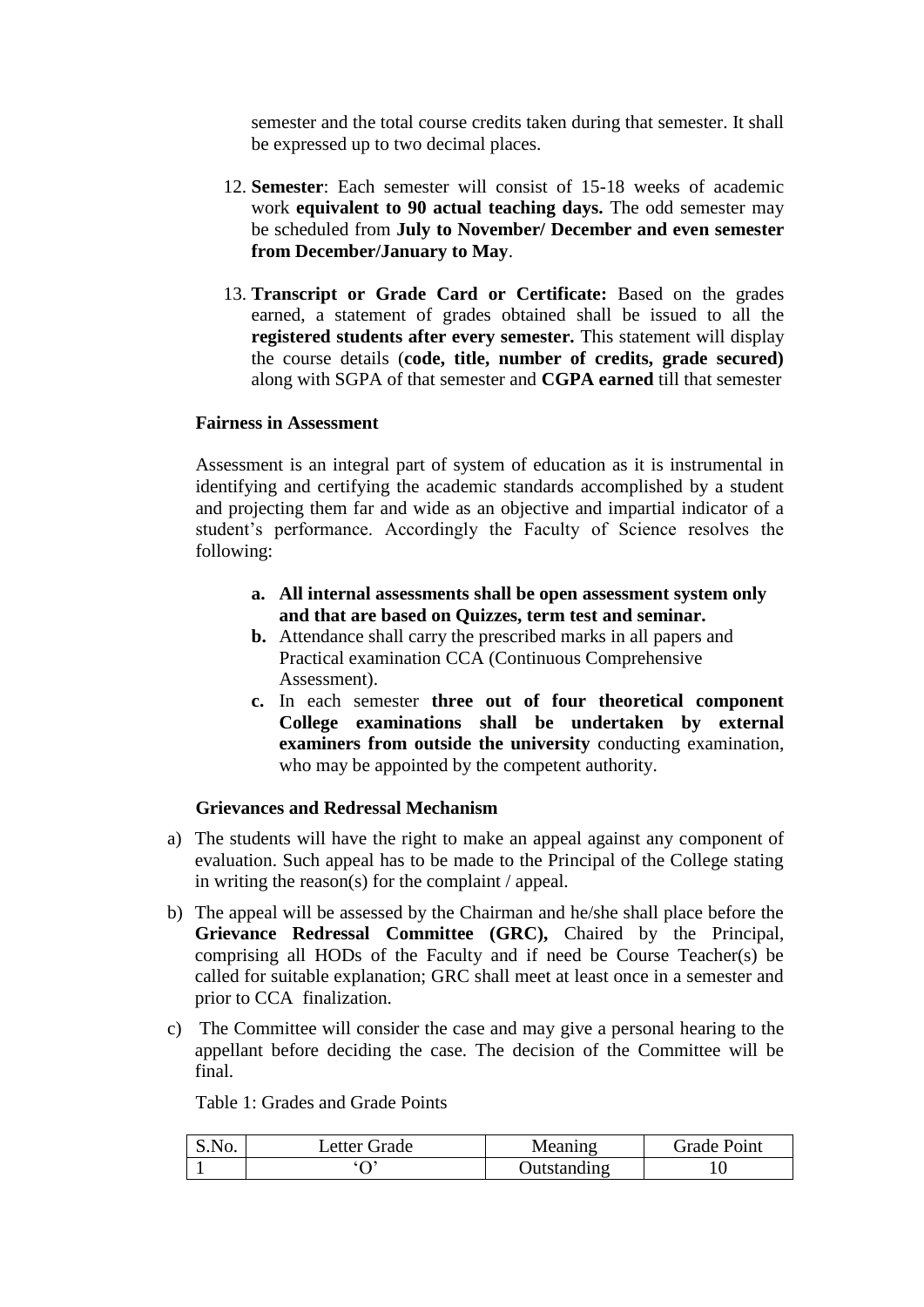semester and the total course credits taken during that semester. It shall be expressed up to two decimal places.

12. **Semester**: Each semester will consist of 15-18 weeks of academic work **equivalent to 90 actual teaching days.** The odd semester may be scheduled from **July to November/ December and even semester from December/January to May**.

13. **Transcript or Grade Card or Certificate:** Based on the grades earned, a statement of grades obtained shall be issued to all the **registered students after every semester.** This statement will display the course details (**code, title, number of credits, grade secured)** along with SGPA of that semester and **CGPA earned** till that semester

**Fairness in Assessment**

Assessment is an integral part of system of education as it is instrumental in identifying and certifying the academic standards accomplished by a student and projecting them far and wide as an objective and impartial indicator of a student's performance. Accordingly the Faculty of Science resolves the following:

- **a. All internal assessments shall be open assessment system only and that are based on Quizzes, term test and seminar.**
- **b.** Attendance shall carry the prescribed marks in all papers and Practical examination CCA (Continuous Comprehensive Assessment).
- **c.** In each semester **three out of four theoretical component College examinations shall be undertaken by external examiners from outside the university** conducting examination, who may be appointed by the competent authority.

**Grievances and Redressal Mechanism**

a) The students will have the right to make an appeal against any component of evaluation. Such appeal has to be made to the Principal of the College stating in writing the reason(s) for the complaint / appeal.

b) The appeal will be assessed by the Chairman and he/she shall place before the **Grievance Redressal Committee (GRC),** Chaired by the Principal, comprising all HODs of the Faculty and if need be Course Teacher(s) be called for suitable explanation; GRC shall meet at least once in a semester and prior to CCA finalization.

c) The Committee will consider the case and may give a personal hearing to the appellant before deciding the case. The decision of the Committee will be final.

Table 1: Grades and Grade Points

| S.No. | Letter Grade | Meaning | Grade Point |
|---|---|---|---|
| 1 | 'O' | Outstanding | 10 |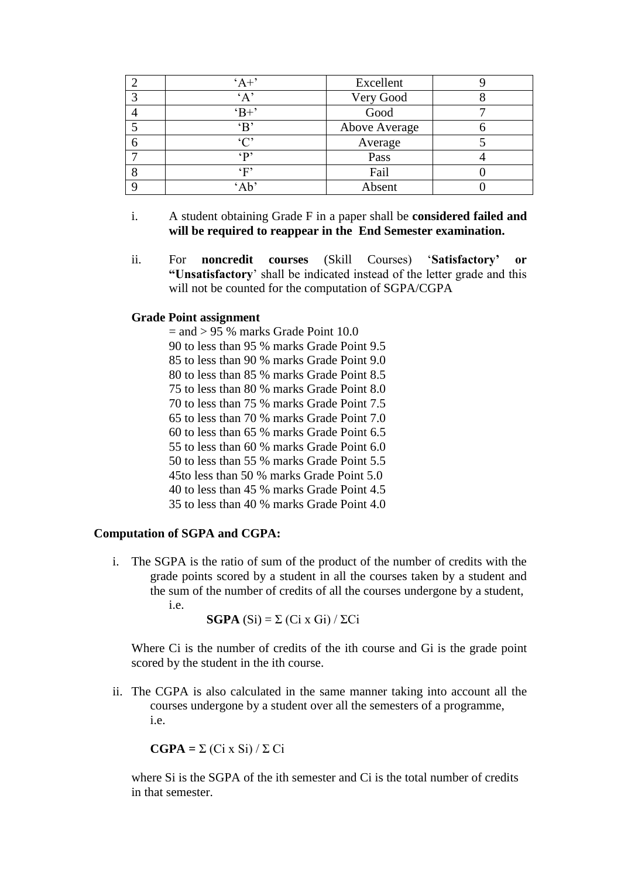| 2 | 'A+' | Excellent | 9 |
|---|---|---|---|
| 3 | 'A' | Very Good | 8 |
| 4 | 'B+' | Good | 7 |
| 5 | 'B' | Above Average | 6 |
| 6 | 'C' | Average | 5 |
| 7 | 'P' | Pass | 4 |
| 8 | 'F' | Fail | 0 |
| 9 | 'Ab' | Absent | 0 |

i. A student obtaining Grade F in a paper shall be **considered failed and will be required to reappear in the End Semester examination.**

ii. For **noncredit courses** (Skill Courses) '**Satisfactory' or "Unsatisfactory**' shall be indicated instead of the letter grade and this will not be counted for the computation of SGPA/CGPA

**Grade Point assignment**

= and > 95 % marks Grade Point 10.0
90 to less than 95 % marks Grade Point 9.5
85 to less than 90 % marks Grade Point 9.0
80 to less than 85 % marks Grade Point 8.5
75 to less than 80 % marks Grade Point 8.0
70 to less than 75 % marks Grade Point 7.5
65 to less than 70 % marks Grade Point 7.0
60 to less than 65 % marks Grade Point 6.5
55 to less than 60 % marks Grade Point 6.0
50 to less than 55 % marks Grade Point 5.5
45to less than 50 % marks Grade Point 5.0
40 to less than 45 % marks Grade Point 4.5
35 to less than 40 % marks Grade Point 4.0

**Computation of SGPA and CGPA:**

i. The SGPA is the ratio of sum of the product of the number of credits with the grade points scored by a student in all the courses taken by a student and the sum of the number of credits of all the courses undergone by a student, i.e.

$$\textbf{SGPA}\ (S_i) = \Sigma (C_i \times G_i) / \Sigma C_i$$

Where $C_i$ is the number of credits of the ith course and $G_i$ is the grade point scored by the student in the ith course.

ii. The CGPA is also calculated in the same manner taking into account all the courses undergone by a student over all the semesters of a programme, i.e.

$$\textbf{CGPA} = \Sigma (C_i \times S_i) / \Sigma C_i$$

where $S_i$ is the SGPA of the ith semester and $C_i$ is the total number of credits in that semester.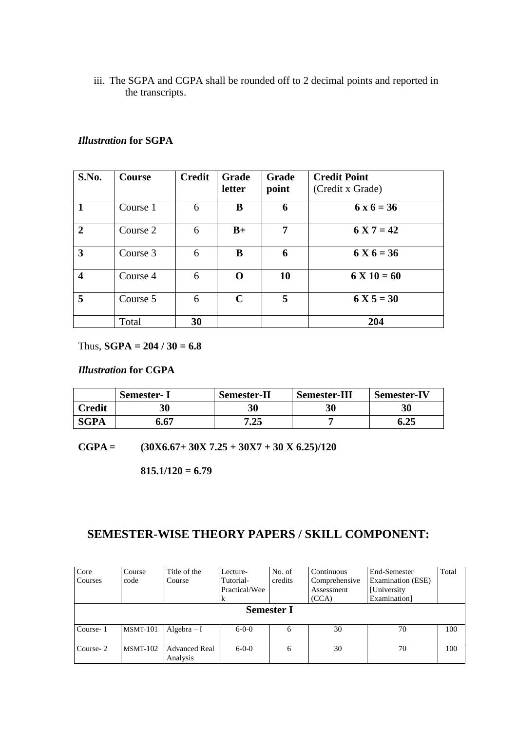iii. The SGPA and CGPA shall be rounded off to 2 decimal points and reported in the transcripts.

*Illustration* **for SGPA**

| **S.No.** | **Course** | **Credit** | **Grade letter** | **Grade point** | **Credit Point** (Credit x Grade) |
|---|---|---|---|---|---|
| **1** | Course 1 | 6 | **B** | **6** | **6 x 6 = 36** |
| **2** | Course 2 | 6 | **B+** | **7** | **6 X 7 = 42** |
| **3** | Course 3 | 6 | **B** | **6** | **6 X 6 = 36** |
| **4** | Course 4 | 6 | **O** | **10** | **6 X 10 = 60** |
| **5** | Course 5 | 6 | **C** | **5** | **6 X 5 = 30** |
| | Total | **30** | | | **204** |

Thus, **SGPA = 204 / 30 = 6.8**

*Illustration* **for CGPA**

| | **Semester- I** | **Semester-II** | **Semester-III** | **Semester-IV** |
|---|---|---|---|---|
| **Credit** | **30** | **30** | **30** | **30** |
| **SGPA** | **6.67** | **7.25** | **7** | **6.25** |

**CGPA = (30X6.67+ 30X 7.25 + 30X7 + 30 X 6.25)/120**

**815.1/120 = 6.79**

## SEMESTER-WISE THEORY PAPERS / SKILL COMPONENT:

| Core Courses | Course code | Title of the Course | Lecture-Tutorial-Practical/Week | No. of credits | Continuous Comprehensive Assessment (CCA) | End-Semester Examination (ESE) [University Examination] | Total |
|---|---|---|---|---|---|---|---|
| **Semester I** | | | | | | | |
| Course- 1 | MSMT-101 | Algebra – I | 6-0-0 | 6 | 30 | 70 | 100 |
| Course- 2 | MSMT-102 | Advanced Real Analysis | 6-0-0 | 6 | 30 | 70 | 100 |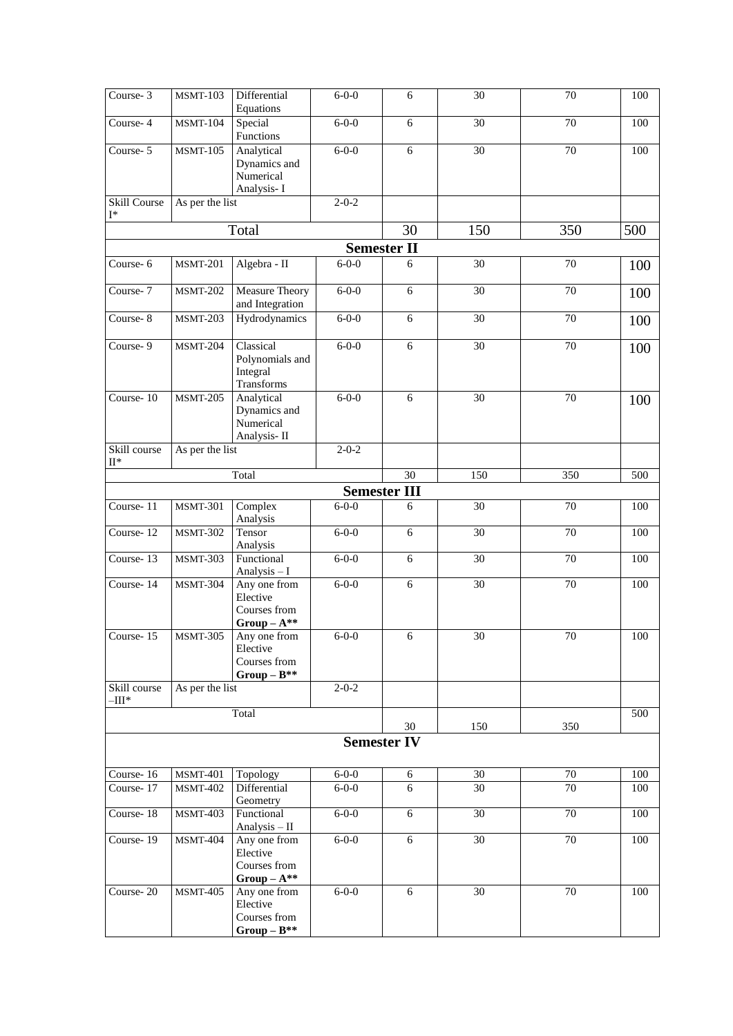| Course- 3 | MSMT-103 | Differential Equations | 6-0-0 | 6 | 30 | 70 | 100 |
|---|---|---|---|---|---|---|---|
| Course- 4 | MSMT-104 | Special Functions | 6-0-0 | 6 | 30 | 70 | 100 |
| Course- 5 | MSMT-105 | Analytical Dynamics and Numerical Analysis- I | 6-0-0 | 6 | 30 | 70 | 100 |
| Skill Course I* | As per the list | | 2-0-2 | | | | |
| | | Total | | 30 | 150 | 350 | 500 |
| | | | **Semester II** | | | | |
| Course- 6 | MSMT-201 | Algebra - II | 6-0-0 | 6 | 30 | 70 | 100 |
| Course- 7 | MSMT-202 | Measure Theory and Integration | 6-0-0 | 6 | 30 | 70 | 100 |
| Course- 8 | MSMT-203 | Hydrodynamics | 6-0-0 | 6 | 30 | 70 | 100 |
| Course- 9 | MSMT-204 | Classical Polynomials and Integral Transforms | 6-0-0 | 6 | 30 | 70 | 100 |
| Course- 10 | MSMT-205 | Analytical Dynamics and Numerical Analysis- II | 6-0-0 | 6 | 30 | 70 | 100 |
| Skill course II* | As per the list | | 2-0-2 | | | | |
| | | Total | | 30 | 150 | 350 | 500 |
| | | | **Semester III** | | | | |
| Course- 11 | MSMT-301 | Complex Analysis | 6-0-0 | 6 | 30 | 70 | 100 |
| Course- 12 | MSMT-302 | Tensor Analysis | 6-0-0 | 6 | 30 | 70 | 100 |
| Course- 13 | MSMT-303 | Functional Analysis – I | 6-0-0 | 6 | 30 | 70 | 100 |
| Course- 14 | MSMT-304 | Any one from Elective Courses from **Group – A**** | 6-0-0 | 6 | 30 | 70 | 100 |
| Course- 15 | MSMT-305 | Any one from Elective Courses from **Group – B**** | 6-0-0 | 6 | 30 | 70 | 100 |
| Skill course –III* | As per the list | | 2-0-2 | | | | |
| | | Total | | 30 | 150 | 350 | 500 |
| | | | **Semester IV** | | | | |
| Course- 16 | MSMT-401 | Topology | 6-0-0 | 6 | 30 | 70 | 100 |
| Course- 17 | MSMT-402 | Differential Geometry | 6-0-0 | 6 | 30 | 70 | 100 |
| Course- 18 | MSMT-403 | Functional Analysis – II | 6-0-0 | 6 | 30 | 70 | 100 |
| Course- 19 | MSMT-404 | Any one from Elective Courses from **Group – A**** | 6-0-0 | 6 | 30 | 70 | 100 |
| Course- 20 | MSMT-405 | Any one from Elective Courses from **Group – B**** | 6-0-0 | 6 | 30 | 70 | 100 |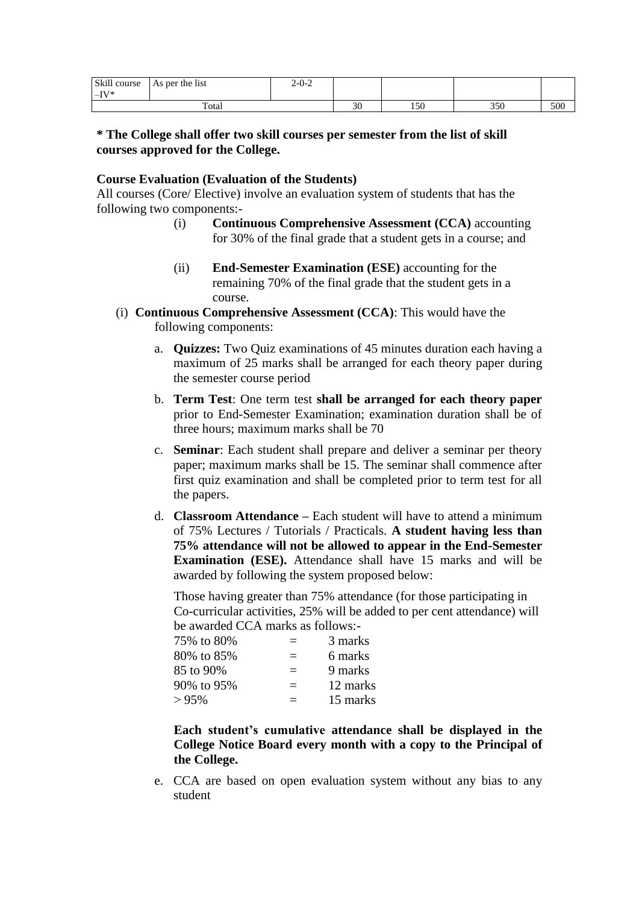| Skill course –IV* | As per the list | 2-0-2 | | | | |
|---|---|---|---|---|---|---|
| Total | | | 30 | 150 | 350 | 500 |

**\* The College shall offer two skill courses per semester from the list of skill courses approved for the College.**

**Course Evaluation (Evaluation of the Students)**

All courses (Core/ Elective) involve an evaluation system of students that has the following two components:-

(i) **Continuous Comprehensive Assessment (CCA)** accounting for 30% of the final grade that a student gets in a course; and

(ii) **End-Semester Examination (ESE)** accounting for the remaining 70% of the final grade that the student gets in a course.

(i) **Continuous Comprehensive Assessment (CCA)**: This would have the following components:

a. **Quizzes:** Two Quiz examinations of 45 minutes duration each having a maximum of 25 marks shall be arranged for each theory paper during the semester course period

b. **Term Test**: One term test **shall be arranged for each theory paper** prior to End-Semester Examination; examination duration shall be of three hours; maximum marks shall be 70

c. **Seminar**: Each student shall prepare and deliver a seminar per theory paper; maximum marks shall be 15. The seminar shall commence after first quiz examination and shall be completed prior to term test for all the papers.

d. **Classroom Attendance –** Each student will have to attend a minimum of 75% Lectures / Tutorials / Practicals. **A student having less than 75% attendance will not be allowed to appear in the End-Semester Examination (ESE).** Attendance shall have 15 marks and will be awarded by following the system proposed below:

Those having greater than 75% attendance (for those participating in Co-curricular activities, 25% will be added to per cent attendance) will be awarded CCA marks as follows:-

| | | |
|---|---|---|
| 75% to 80% | = | 3 marks |
| 80% to 85% | = | 6 marks |
| 85 to 90% | = | 9 marks |
| 90% to 95% | = | 12 marks |
| > 95% | = | 15 marks |

**Each student's cumulative attendance shall be displayed in the College Notice Board every month with a copy to the Principal of the College.**

e. CCA are based on open evaluation system without any bias to any student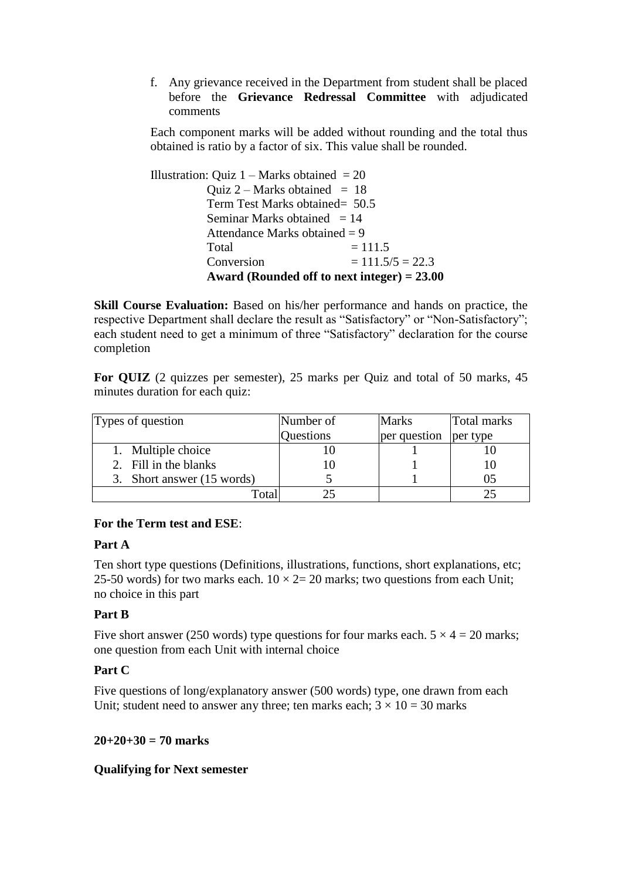f. Any grievance received in the Department from student shall be placed before the **Grievance Redressal Committee** with adjudicated comments

Each component marks will be added without rounding and the total thus obtained is ratio by a factor of six. This value shall be rounded.

Illustration: Quiz 1 – Marks obtained = 20
Quiz 2 – Marks obtained = 18
Term Test Marks obtained= 50.5
Seminar Marks obtained = 14
Attendance Marks obtained = 9
Total = 111.5
Conversion = 111.5/5 = 22.3
**Award (Rounded off to next integer) = 23.00**

**Skill Course Evaluation:** Based on his/her performance and hands on practice, the respective Department shall declare the result as "Satisfactory" or "Non-Satisfactory"; each student need to get a minimum of three "Satisfactory" declaration for the course completion

**For QUIZ** (2 quizzes per semester), 25 marks per Quiz and total of 50 marks, 45 minutes duration for each quiz:

| Types of question | Number of Questions | Marks per question | Total marks per type |
|---|---|---|---|
| 1. Multiple choice | 10 | 1 | 10 |
| 2. Fill in the blanks | 10 | 1 | 10 |
| 3. Short answer (15 words) | 5 | 1 | 05 |
| Total | 25 | | 25 |

**For the Term test and ESE**:

**Part A**

Ten short type questions (Definitions, illustrations, functions, short explanations, etc; 25-50 words) for two marks each. $10 \times 2 = 20$ marks; two questions from each Unit; no choice in this part

**Part B**

Five short answer (250 words) type questions for four marks each. $5 \times 4 = 20$ marks; one question from each Unit with internal choice

**Part C**

Five questions of long/explanatory answer (500 words) type, one drawn from each Unit; student need to answer any three; ten marks each; $3 \times 10 = 30$ marks

**20+20+30 = 70 marks**

**Qualifying for Next semester**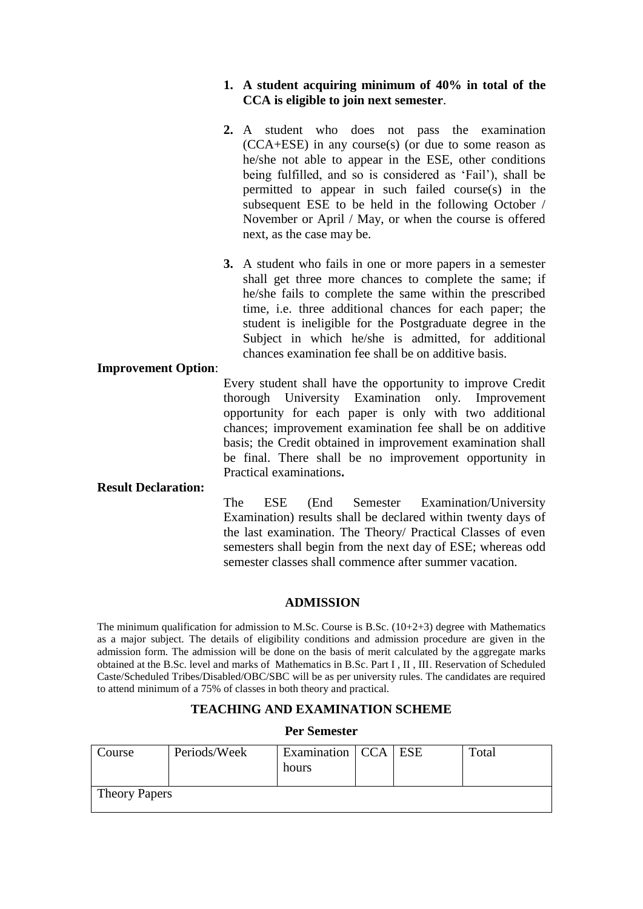1. **A student acquiring minimum of 40% in total of the CCA is eligible to join next semester**.

2. A student who does not pass the examination (CCA+ESE) in any course(s) (or due to some reason as he/she not able to appear in the ESE, other conditions being fulfilled, and so is considered as 'Fail'), shall be permitted to appear in such failed course(s) in the subsequent ESE to be held in the following October / November or April / May, or when the course is offered next, as the case may be.

3. A student who fails in one or more papers in a semester shall get three more chances to complete the same; if he/she fails to complete the same within the prescribed time, i.e. three additional chances for each paper; the student is ineligible for the Postgraduate degree in the Subject in which he/she is admitted, for additional chances examination fee shall be on additive basis.

**Improvement Option**:

Every student shall have the opportunity to improve Credit thorough University Examination only. Improvement opportunity for each paper is only with two additional chances; improvement examination fee shall be on additive basis; the Credit obtained in improvement examination shall be final. There shall be no improvement opportunity in Practical examinations**.**

**Result Declaration:**

The ESE (End Semester Examination/University Examination) results shall be declared within twenty days of the last examination. The Theory/ Practical Classes of even semesters shall begin from the next day of ESE; whereas odd semester classes shall commence after summer vacation.

## ADMISSION

The minimum qualification for admission to M.Sc. Course is B.Sc. (10+2+3) degree with Mathematics as a major subject. The details of eligibility conditions and admission procedure are given in the admission form. The admission will be done on the basis of merit calculated by the aggregate marks obtained at the B.Sc. level and marks of Mathematics in B.Sc. Part I , II , III. Reservation of Scheduled Caste/Scheduled Tribes/Disabled/OBC/SBC will be as per university rules. The candidates are required to attend minimum of a 75% of classes in both theory and practical.

## TEACHING AND EXAMINATION SCHEME

**Per Semester**

| Course | Periods/Week | Examination hours | CCA | ESE | Total |
|---|---|---|---|---|---|
| Theory Papers | | | | | |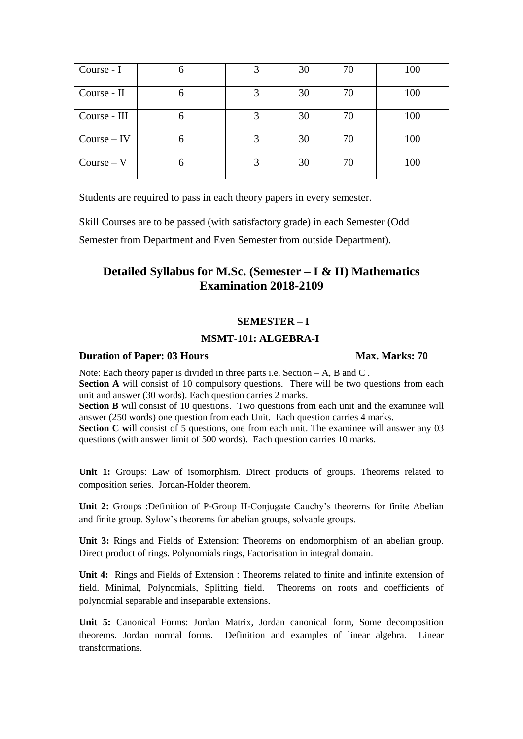| Course - I | 6 | 3 | 30 | 70 | 100 |
|---|---|---|---|---|---|
| Course - II | 6 | 3 | 30 | 70 | 100 |
| Course - III | 6 | 3 | 30 | 70 | 100 |
| Course – IV | 6 | 3 | 30 | 70 | 100 |
| Course – V | 6 | 3 | 30 | 70 | 100 |

Students are required to pass in each theory papers in every semester.

Skill Courses are to be passed (with satisfactory grade) in each Semester (Odd Semester from Department and Even Semester from outside Department).

## Detailed Syllabus for M.Sc. (Semester – I & II) Mathematics Examination 2018-2109

### SEMESTER – I

### MSMT-101: ALGEBRA-I

**Duration of Paper: 03 Hours** **Max. Marks: 70**

Note: Each theory paper is divided in three parts i.e. Section – A, B and C .
**Section A** will consist of 10 compulsory questions. There will be two questions from each unit and answer (30 words). Each question carries 2 marks.
**Section B** will consist of 10 questions. Two questions from each unit and the examinee will answer (250 words) one question from each Unit. Each question carries 4 marks.
**Section C w**ill consist of 5 questions, one from each unit. The examinee will answer any 03 questions (with answer limit of 500 words). Each question carries 10 marks.

**Unit 1:** Groups: Law of isomorphism. Direct products of groups. Theorems related to composition series. Jordan-Holder theorem.

**Unit 2:** Groups :Definition of P-Group H-Conjugate Cauchy's theorems for finite Abelian and finite group. Sylow's theorems for abelian groups, solvable groups.

**Unit 3:** Rings and Fields of Extension: Theorems on endomorphism of an abelian group. Direct product of rings. Polynomials rings, Factorisation in integral domain.

**Unit 4:** Rings and Fields of Extension : Theorems related to finite and infinite extension of field. Minimal, Polynomials, Splitting field. Theorems on roots and coefficients of polynomial separable and inseparable extensions.

**Unit 5:** Canonical Forms: Jordan Matrix, Jordan canonical form, Some decomposition theorems. Jordan normal forms. Definition and examples of linear algebra. Linear transformations.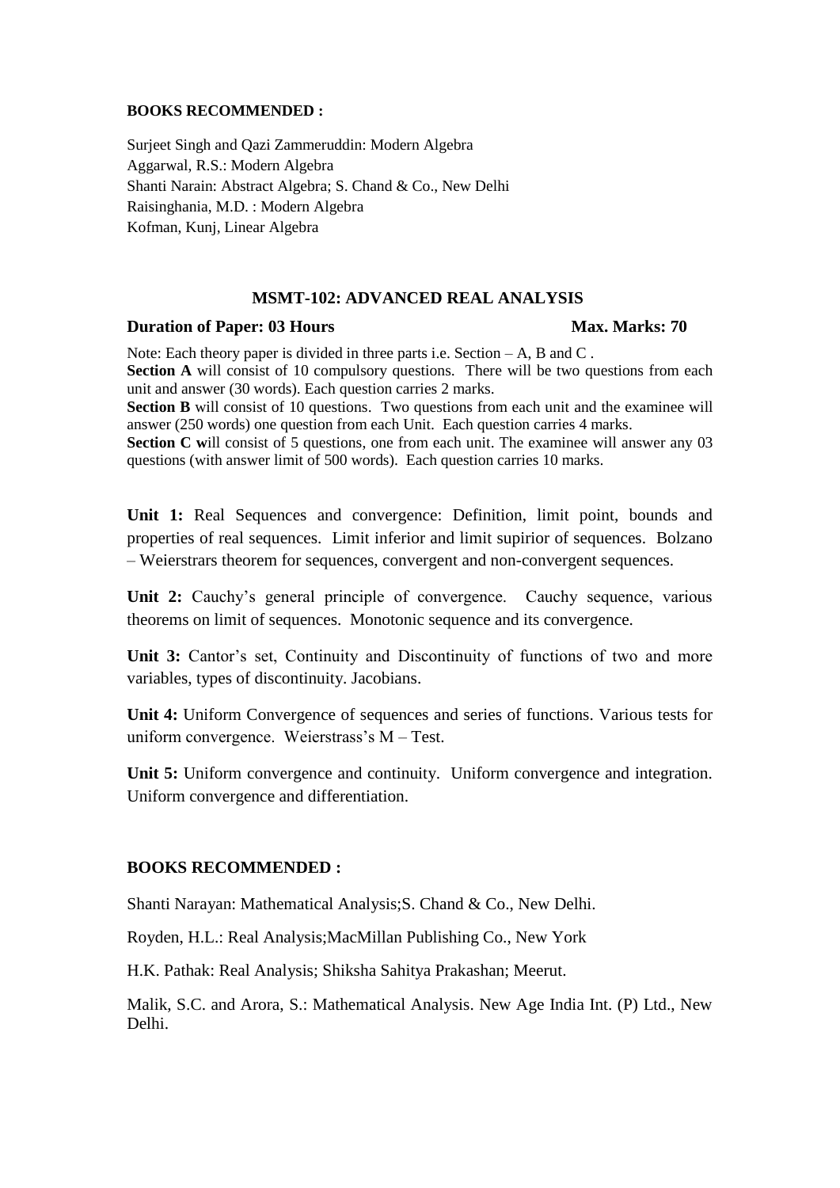**BOOKS RECOMMENDED :**

Surjeet Singh and Qazi Zammeruddin: Modern Algebra
Aggarwal, R.S.: Modern Algebra
Shanti Narain: Abstract Algebra; S. Chand & Co., New Delhi
Raisinghania, M.D. : Modern Algebra
Kofman, Kunj, Linear Algebra

## MSMT-102: ADVANCED REAL ANALYSIS

**Duration of Paper: 03 Hours** **Max. Marks: 70**

Note: Each theory paper is divided in three parts i.e. Section – A, B and C .
**Section A** will consist of 10 compulsory questions. There will be two questions from each unit and answer (30 words). Each question carries 2 marks.
**Section B** will consist of 10 questions. Two questions from each unit and the examinee will answer (250 words) one question from each Unit. Each question carries 4 marks.
**Section C w**ill consist of 5 questions, one from each unit. The examinee will answer any 03 questions (with answer limit of 500 words). Each question carries 10 marks.

**Unit 1:** Real Sequences and convergence: Definition, limit point, bounds and properties of real sequences. Limit inferior and limit supirior of sequences. Bolzano – Weierstrars theorem for sequences, convergent and non-convergent sequences.

**Unit 2:** Cauchy's general principle of convergence. Cauchy sequence, various theorems on limit of sequences. Monotonic sequence and its convergence.

**Unit 3:** Cantor's set, Continuity and Discontinuity of functions of two and more variables, types of discontinuity. Jacobians.

**Unit 4:** Uniform Convergence of sequences and series of functions. Various tests for uniform convergence. Weierstrass's M – Test.

**Unit 5:** Uniform convergence and continuity. Uniform convergence and integration. Uniform convergence and differentiation.

**BOOKS RECOMMENDED :**

Shanti Narayan: Mathematical Analysis;S. Chand & Co., New Delhi.

Royden, H.L.: Real Analysis;MacMillan Publishing Co., New York

H.K. Pathak: Real Analysis; Shiksha Sahitya Prakashan; Meerut.

Malik, S.C. and Arora, S.: Mathematical Analysis. New Age India Int. (P) Ltd., New Delhi.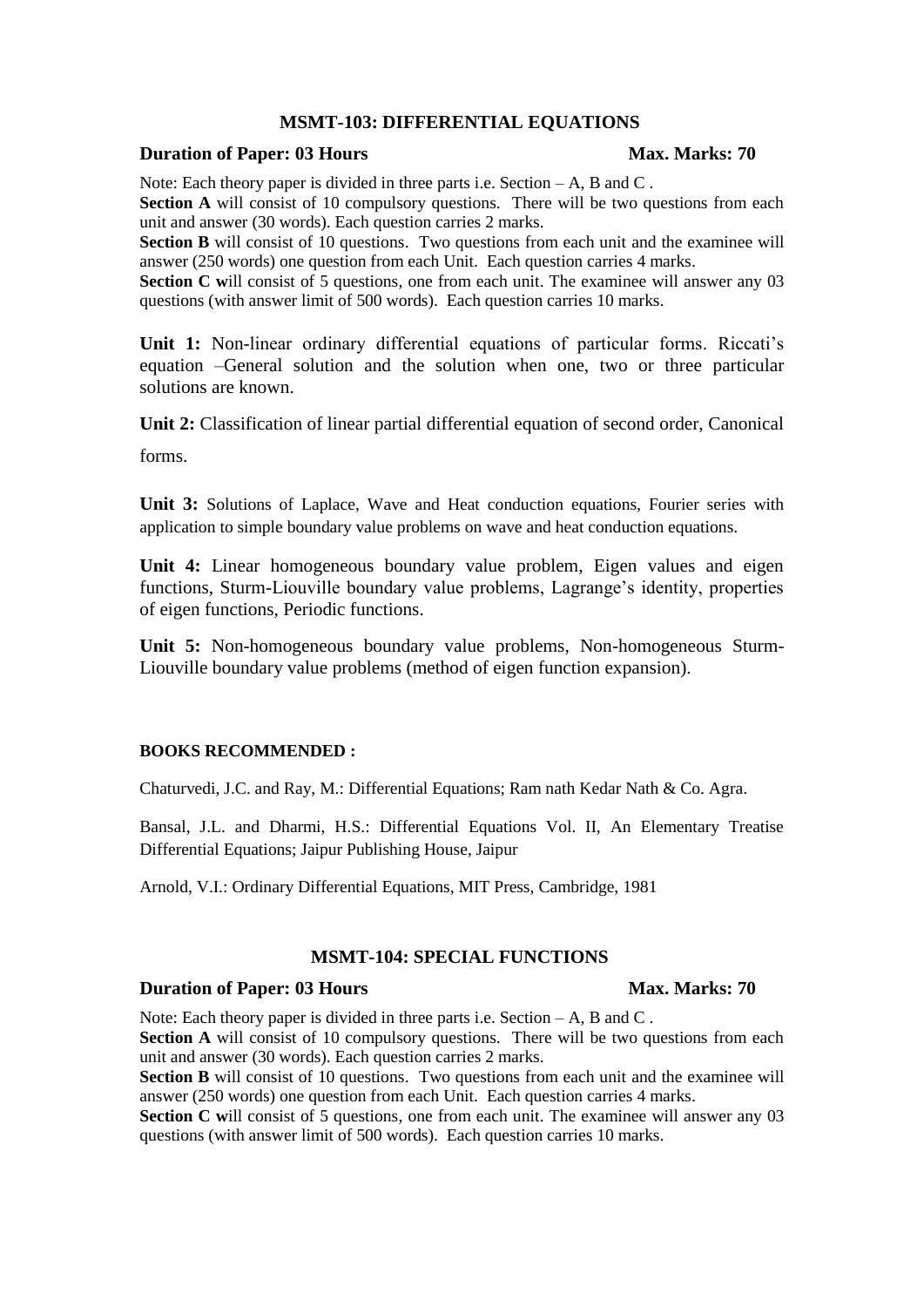## MSMT-103: DIFFERENTIAL EQUATIONS

**Duration of Paper: 03 Hours** **Max. Marks: 70**

Note: Each theory paper is divided in three parts i.e. Section – A, B and C .

**Section A** will consist of 10 compulsory questions. There will be two questions from each unit and answer (30 words). Each question carries 2 marks.

**Section B** will consist of 10 questions. Two questions from each unit and the examinee will answer (250 words) one question from each Unit. Each question carries 4 marks.

**Section C w**ill consist of 5 questions, one from each unit. The examinee will answer any 03 questions (with answer limit of 500 words). Each question carries 10 marks.

**Unit 1:** Non-linear ordinary differential equations of particular forms. Riccati's equation –General solution and the solution when one, two or three particular solutions are known.

**Unit 2:** Classification of linear partial differential equation of second order, Canonical forms.

**Unit 3:** Solutions of Laplace, Wave and Heat conduction equations, Fourier series with application to simple boundary value problems on wave and heat conduction equations.

**Unit 4:** Linear homogeneous boundary value problem, Eigen values and eigen functions, Sturm-Liouville boundary value problems, Lagrange's identity, properties of eigen functions, Periodic functions.

**Unit 5:** Non-homogeneous boundary value problems, Non-homogeneous Sturm-Liouville boundary value problems (method of eigen function expansion).

**BOOKS RECOMMENDED :**

Chaturvedi, J.C. and Ray, M.: Differential Equations; Ram nath Kedar Nath & Co. Agra.

Bansal, J.L. and Dharmi, H.S.: Differential Equations Vol. II, An Elementary Treatise Differential Equations; Jaipur Publishing House, Jaipur

Arnold, V.I.: Ordinary Differential Equations, MIT Press, Cambridge, 1981

## MSMT-104: SPECIAL FUNCTIONS

**Duration of Paper: 03 Hours** **Max. Marks: 70**

Note: Each theory paper is divided in three parts i.e. Section – A, B and C .

**Section A** will consist of 10 compulsory questions. There will be two questions from each unit and answer (30 words). Each question carries 2 marks.

**Section B** will consist of 10 questions. Two questions from each unit and the examinee will answer (250 words) one question from each Unit. Each question carries 4 marks.

**Section C w**ill consist of 5 questions, one from each unit. The examinee will answer any 03 questions (with answer limit of 500 words). Each question carries 10 marks.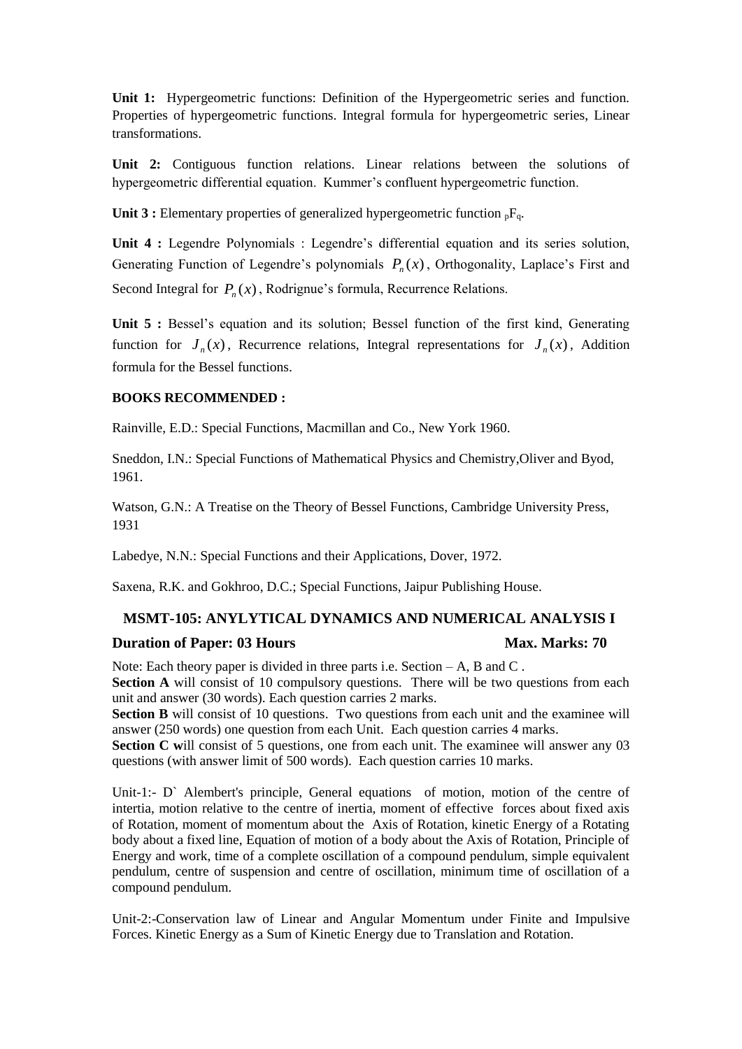**Unit 1:** Hypergeometric functions: Definition of the Hypergeometric series and function. Properties of hypergeometric functions. Integral formula for hypergeometric series, Linear transformations.

**Unit 2:** Contiguous function relations. Linear relations between the solutions of hypergeometric differential equation. Kummer's confluent hypergeometric function.

**Unit 3 :** Elementary properties of generalized hypergeometric function ${}_pF_q$.

**Unit 4 :** Legendre Polynomials : Legendre's differential equation and its series solution, Generating Function of Legendre's polynomials $P_n(x)$, Orthogonality, Laplace's First and Second Integral for $P_n(x)$, Rodrignue's formula, Recurrence Relations.

**Unit 5 :** Bessel's equation and its solution; Bessel function of the first kind, Generating function for $J_n(x)$, Recurrence relations, Integral representations for $J_n(x)$, Addition formula for the Bessel functions.

**BOOKS RECOMMENDED :**

Rainville, E.D.: Special Functions, Macmillan and Co., New York 1960.

Sneddon, I.N.: Special Functions of Mathematical Physics and Chemistry,Oliver and Byod, 1961.

Watson, G.N.: A Treatise on the Theory of Bessel Functions, Cambridge University Press, 1931

Labedye, N.N.: Special Functions and their Applications, Dover, 1972.

Saxena, R.K. and Gokhroo, D.C.; Special Functions, Jaipur Publishing House.

## MSMT-105: ANYLYTICAL DYNAMICS AND NUMERICAL ANALYSIS I

**Duration of Paper: 03 Hours** **Max. Marks: 70**

Note: Each theory paper is divided in three parts i.e. Section – A, B and C .

**Section A** will consist of 10 compulsory questions. There will be two questions from each unit and answer (30 words). Each question carries 2 marks.

**Section B** will consist of 10 questions. Two questions from each unit and the examinee will answer (250 words) one question from each Unit. Each question carries 4 marks.

**Section C w**ill consist of 5 questions, one from each unit. The examinee will answer any 03 questions (with answer limit of 500 words). Each question carries 10 marks.

Unit-1:- D` Alembert's principle, General equations of motion, motion of the centre of intertia, motion relative to the centre of inertia, moment of effective forces about fixed axis of Rotation, moment of momentum about the Axis of Rotation, kinetic Energy of a Rotating body about a fixed line, Equation of motion of a body about the Axis of Rotation, Principle of Energy and work, time of a complete oscillation of a compound pendulum, simple equivalent pendulum, centre of suspension and centre of oscillation, minimum time of oscillation of a compound pendulum.

Unit-2:-Conservation law of Linear and Angular Momentum under Finite and Impulsive Forces. Kinetic Energy as a Sum of Kinetic Energy due to Translation and Rotation.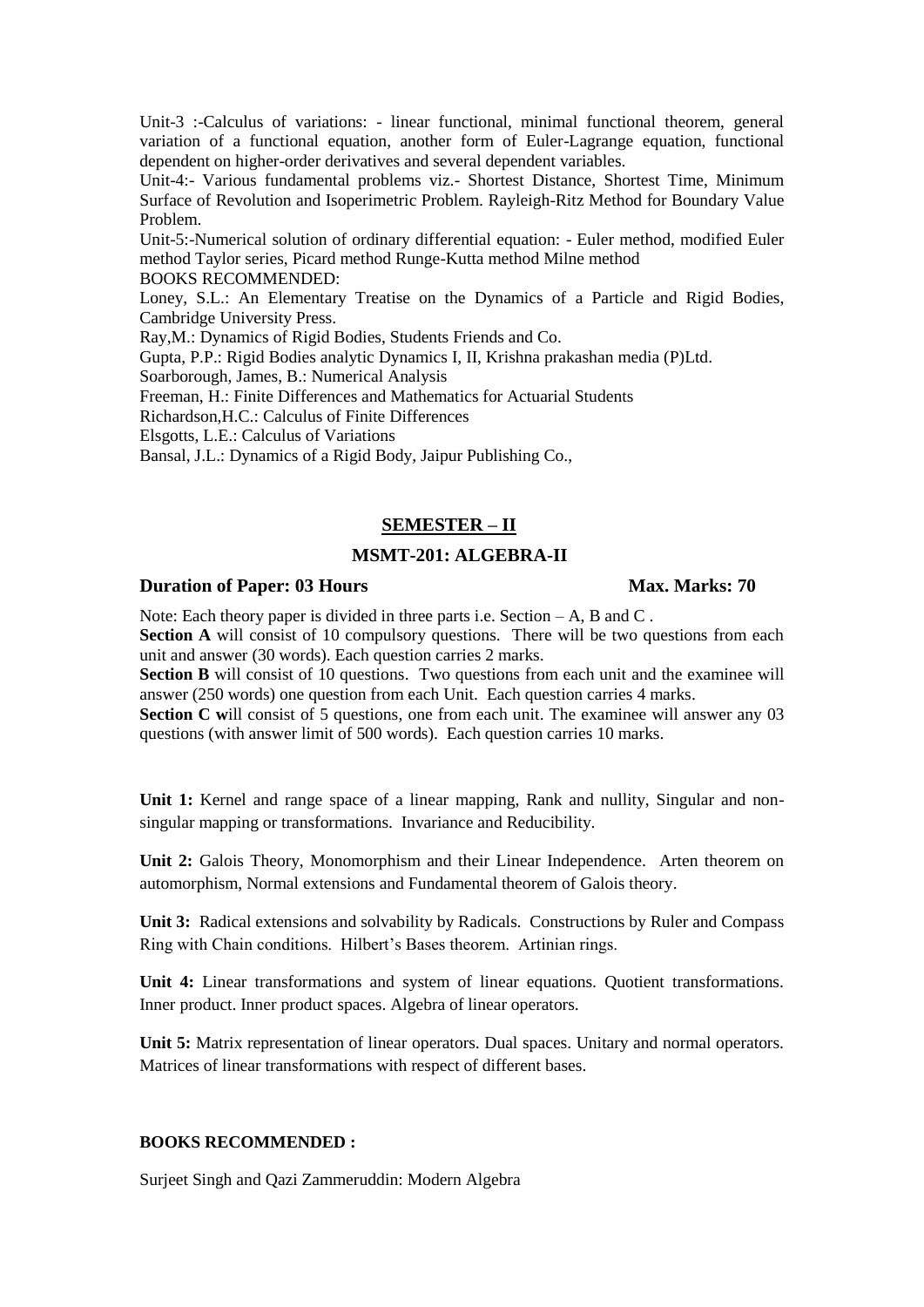Unit-3 :-Calculus of variations: - linear functional, minimal functional theorem, general variation of a functional equation, another form of Euler-Lagrange equation, functional dependent on higher-order derivatives and several dependent variables.

Unit-4:- Various fundamental problems viz.- Shortest Distance, Shortest Time, Minimum Surface of Revolution and Isoperimetric Problem. Rayleigh-Ritz Method for Boundary Value Problem.

Unit-5:-Numerical solution of ordinary differential equation: - Euler method, modified Euler method Taylor series, Picard method Runge-Kutta method Milne method

BOOKS RECOMMENDED:

Loney, S.L.: An Elementary Treatise on the Dynamics of a Particle and Rigid Bodies, Cambridge University Press.

Ray,M.: Dynamics of Rigid Bodies, Students Friends and Co.

Gupta, P.P.: Rigid Bodies analytic Dynamics I, II, Krishna prakashan media (P)Ltd.

Soarborough, James, B.: Numerical Analysis

Freeman, H.: Finite Differences and Mathematics for Actuarial Students

Richardson,H.C.: Calculus of Finite Differences

Elsgotts, L.E.: Calculus of Variations

Bansal, J.L.: Dynamics of a Rigid Body, Jaipur Publishing Co.,

## SEMESTER – II

### MSMT-201: ALGEBRA-II

**Duration of Paper: 03 Hours** **Max. Marks: 70**

Note: Each theory paper is divided in three parts i.e. Section – A, B and C .

**Section A** will consist of 10 compulsory questions. There will be two questions from each unit and answer (30 words). Each question carries 2 marks.

**Section B** will consist of 10 questions. Two questions from each unit and the examinee will answer (250 words) one question from each Unit. Each question carries 4 marks.

**Section C w**ill consist of 5 questions, one from each unit. The examinee will answer any 03 questions (with answer limit of 500 words). Each question carries 10 marks.

**Unit 1:** Kernel and range space of a linear mapping, Rank and nullity, Singular and non-singular mapping or transformations. Invariance and Reducibility.

**Unit 2:** Galois Theory, Monomorphism and their Linear Independence. Arten theorem on automorphism, Normal extensions and Fundamental theorem of Galois theory.

**Unit 3:** Radical extensions and solvability by Radicals. Constructions by Ruler and Compass Ring with Chain conditions. Hilbert's Bases theorem. Artinian rings.

**Unit 4:** Linear transformations and system of linear equations. Quotient transformations. Inner product. Inner product spaces. Algebra of linear operators.

**Unit 5:** Matrix representation of linear operators. Dual spaces. Unitary and normal operators. Matrices of linear transformations with respect of different bases.

**BOOKS RECOMMENDED :**

Surjeet Singh and Qazi Zammeruddin: Modern Algebra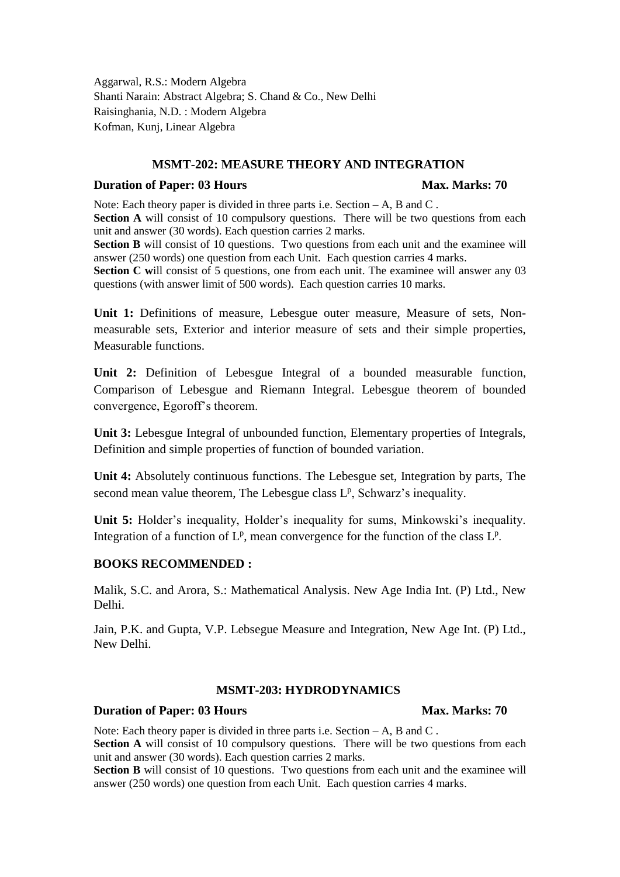Aggarwal, R.S.: Modern Algebra
Shanti Narain: Abstract Algebra; S. Chand & Co., New Delhi
Raisinghania, N.D. : Modern Algebra
Kofman, Kunj, Linear Algebra

## MSMT-202: MEASURE THEORY AND INTEGRATION

**Duration of Paper: 03 Hours** **Max. Marks: 70**

Note: Each theory paper is divided in three parts i.e. Section – A, B and C .
**Section A** will consist of 10 compulsory questions. There will be two questions from each unit and answer (30 words). Each question carries 2 marks.
**Section B** will consist of 10 questions. Two questions from each unit and the examinee will answer (250 words) one question from each Unit. Each question carries 4 marks.
**Section C w**ill consist of 5 questions, one from each unit. The examinee will answer any 03 questions (with answer limit of 500 words). Each question carries 10 marks.

**Unit 1:** Definitions of measure, Lebesgue outer measure, Measure of sets, Non-measurable sets, Exterior and interior measure of sets and their simple properties, Measurable functions.

**Unit 2:** Definition of Lebesgue Integral of a bounded measurable function, Comparison of Lebesgue and Riemann Integral. Lebesgue theorem of bounded convergence, Egoroff's theorem.

**Unit 3:** Lebesgue Integral of unbounded function, Elementary properties of Integrals, Definition and simple properties of function of bounded variation.

**Unit 4:** Absolutely continuous functions. The Lebesgue set, Integration by parts, The second mean value theorem, The Lebesgue class $L^p$, Schwarz's inequality.

**Unit 5:** Holder's inequality, Holder's inequality for sums, Minkowski's inequality. Integration of a function of $L^p$, mean convergence for the function of the class $L^p$.

### BOOKS RECOMMENDED :

Malik, S.C. and Arora, S.: Mathematical Analysis. New Age India Int. (P) Ltd., New Delhi.

Jain, P.K. and Gupta, V.P. Lebsegue Measure and Integration, New Age Int. (P) Ltd., New Delhi.

## MSMT-203: HYDRODYNAMICS

**Duration of Paper: 03 Hours** **Max. Marks: 70**

Note: Each theory paper is divided in three parts i.e. Section – A, B and C .
**Section A** will consist of 10 compulsory questions. There will be two questions from each unit and answer (30 words). Each question carries 2 marks.
**Section B** will consist of 10 questions. Two questions from each unit and the examinee will answer (250 words) one question from each Unit. Each question carries 4 marks.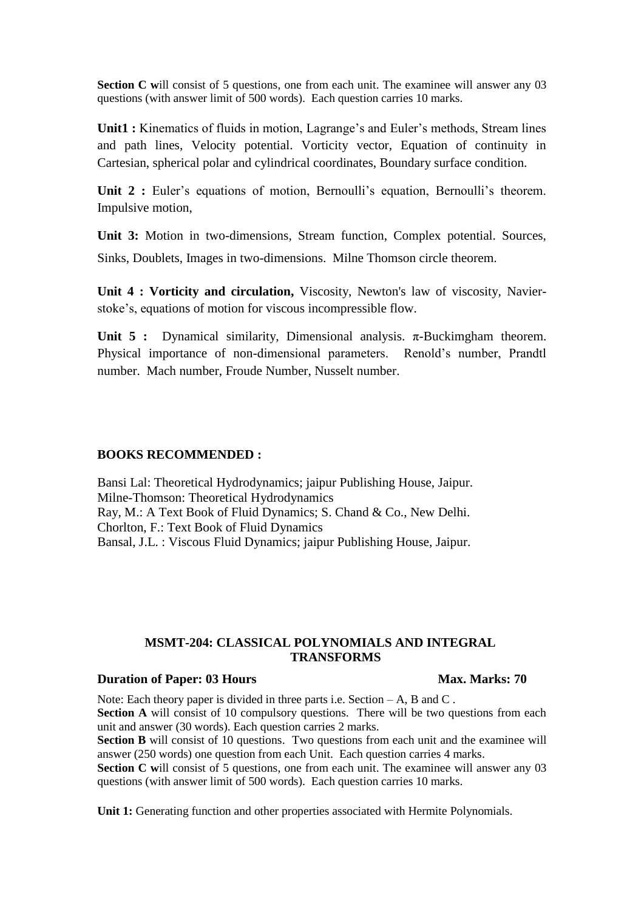**Section C w**ill consist of 5 questions, one from each unit. The examinee will answer any 03 questions (with answer limit of 500 words). Each question carries 10 marks.

**Unit1 :** Kinematics of fluids in motion, Lagrange's and Euler's methods, Stream lines and path lines, Velocity potential. Vorticity vector, Equation of continuity in Cartesian, spherical polar and cylindrical coordinates, Boundary surface condition.

**Unit 2 :** Euler's equations of motion, Bernoulli's equation, Bernoulli's theorem. Impulsive motion,

**Unit 3:** Motion in two-dimensions, Stream function, Complex potential. Sources, Sinks, Doublets, Images in two-dimensions. Milne Thomson circle theorem.

**Unit 4 : Vorticity and circulation,** Viscosity, Newton's law of viscosity, Navier-stoke's, equations of motion for viscous incompressible flow.

**Unit 5 :** Dynamical similarity, Dimensional analysis. $\pi$-Buckimgham theorem. Physical importance of non-dimensional parameters. Renold's number, Prandtl number. Mach number, Froude Number, Nusselt number.

**BOOKS RECOMMENDED :**

Bansi Lal: Theoretical Hydrodynamics; jaipur Publishing House, Jaipur.
Milne-Thomson: Theoretical Hydrodynamics
Ray, M.: A Text Book of Fluid Dynamics; S. Chand & Co., New Delhi.
Chorlton, F.: Text Book of Fluid Dynamics
Bansal, J.L. : Viscous Fluid Dynamics; jaipur Publishing House, Jaipur.

## MSMT-204: CLASSICAL POLYNOMIALS AND INTEGRAL TRANSFORMS

**Duration of Paper: 03 Hours** **Max. Marks: 70**

Note: Each theory paper is divided in three parts i.e. Section – A, B and C .
**Section A** will consist of 10 compulsory questions. There will be two questions from each unit and answer (30 words). Each question carries 2 marks.
**Section B** will consist of 10 questions. Two questions from each unit and the examinee will answer (250 words) one question from each Unit. Each question carries 4 marks.
**Section C w**ill consist of 5 questions, one from each unit. The examinee will answer any 03 questions (with answer limit of 500 words). Each question carries 10 marks.

**Unit 1:** Generating function and other properties associated with Hermite Polynomials.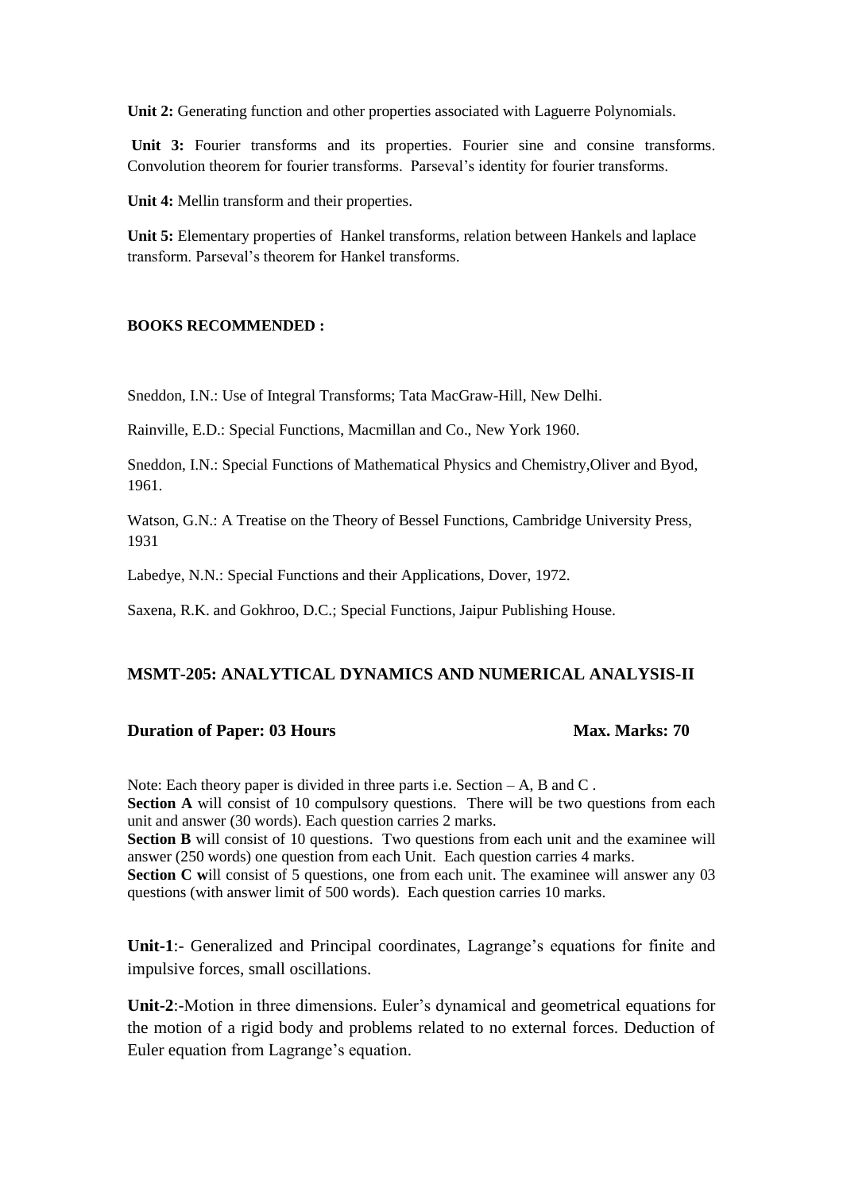**Unit 2:** Generating function and other properties associated with Laguerre Polynomials.

**Unit 3:** Fourier transforms and its properties. Fourier sine and consine transforms. Convolution theorem for fourier transforms. Parseval's identity for fourier transforms.

**Unit 4:** Mellin transform and their properties.

**Unit 5:** Elementary properties of Hankel transforms, relation between Hankels and laplace transform. Parseval's theorem for Hankel transforms.

**BOOKS RECOMMENDED :**

Sneddon, I.N.: Use of Integral Transforms; Tata MacGraw-Hill, New Delhi.

Rainville, E.D.: Special Functions, Macmillan and Co., New York 1960.

Sneddon, I.N.: Special Functions of Mathematical Physics and Chemistry,Oliver and Byod, 1961.

Watson, G.N.: A Treatise on the Theory of Bessel Functions, Cambridge University Press, 1931

Labedye, N.N.: Special Functions and their Applications, Dover, 1972.

Saxena, R.K. and Gokhroo, D.C.; Special Functions, Jaipur Publishing House.

## MSMT-205: ANALYTICAL DYNAMICS AND NUMERICAL ANALYSIS-II

**Duration of Paper: 03 Hours** **Max. Marks: 70**

Note: Each theory paper is divided in three parts i.e. Section – A, B and C .
**Section A** will consist of 10 compulsory questions. There will be two questions from each unit and answer (30 words). Each question carries 2 marks.
**Section B** will consist of 10 questions. Two questions from each unit and the examinee will answer (250 words) one question from each Unit. Each question carries 4 marks.
**Section C w**ill consist of 5 questions, one from each unit. The examinee will answer any 03 questions (with answer limit of 500 words). Each question carries 10 marks.

**Unit-1**:- Generalized and Principal coordinates, Lagrange's equations for finite and impulsive forces, small oscillations.

**Unit-2**:-Motion in three dimensions. Euler's dynamical and geometrical equations for the motion of a rigid body and problems related to no external forces. Deduction of Euler equation from Lagrange's equation.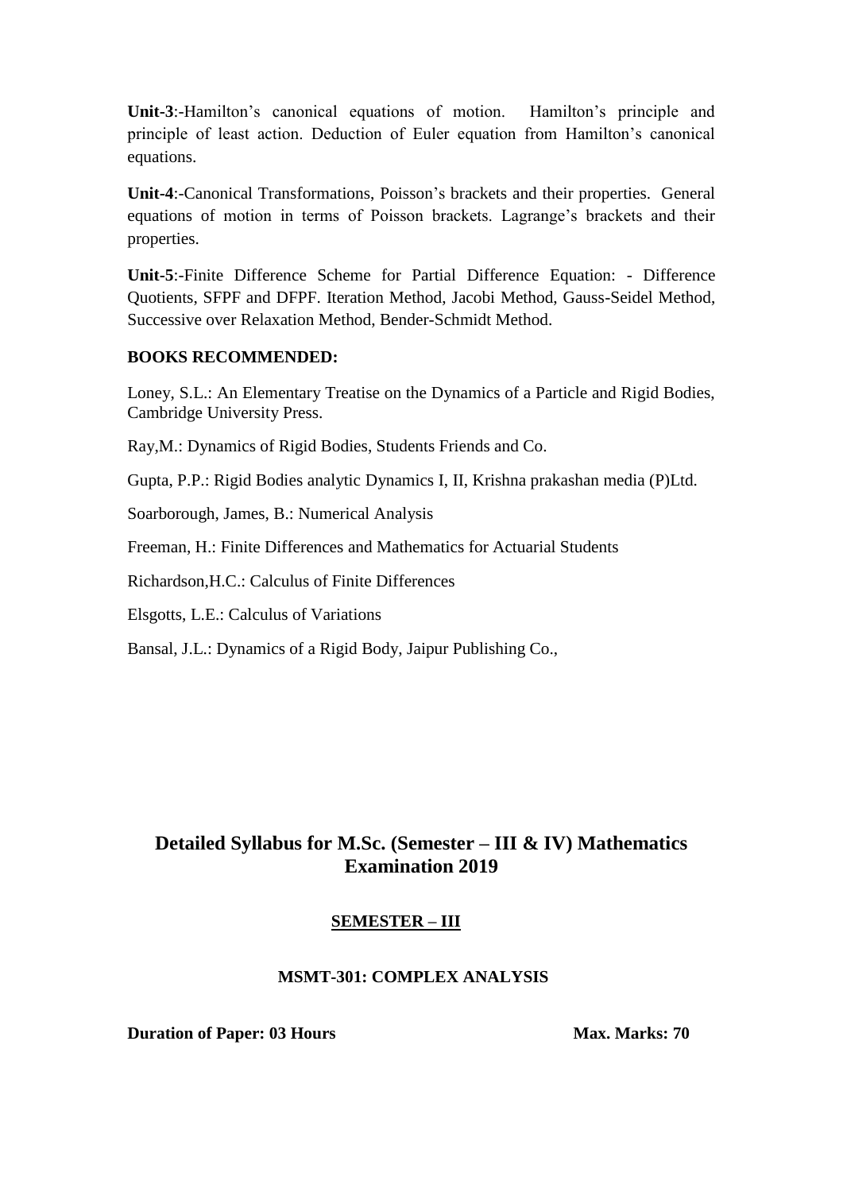**Unit-3**:-Hamilton's canonical equations of motion. Hamilton's principle and principle of least action. Deduction of Euler equation from Hamilton's canonical equations.

**Unit-4**:-Canonical Transformations, Poisson's brackets and their properties. General equations of motion in terms of Poisson brackets. Lagrange's brackets and their properties.

**Unit-5**:-Finite Difference Scheme for Partial Difference Equation: - Difference Quotients, SFPF and DFPF. Iteration Method, Jacobi Method, Gauss-Seidel Method, Successive over Relaxation Method, Bender-Schmidt Method.

**BOOKS RECOMMENDED:**

Loney, S.L.: An Elementary Treatise on the Dynamics of a Particle and Rigid Bodies, Cambridge University Press.

Ray,M.: Dynamics of Rigid Bodies, Students Friends and Co.

Gupta, P.P.: Rigid Bodies analytic Dynamics I, II, Krishna prakashan media (P)Ltd.

Soarborough, James, B.: Numerical Analysis

Freeman, H.: Finite Differences and Mathematics for Actuarial Students

Richardson,H.C.: Calculus of Finite Differences

Elsgotts, L.E.: Calculus of Variations

Bansal, J.L.: Dynamics of a Rigid Body, Jaipur Publishing Co.,

## Detailed Syllabus for M.Sc. (Semester – III & IV) Mathematics Examination 2019

### SEMESTER – III

#### MSMT-301: COMPLEX ANALYSIS

**Duration of Paper: 03 Hours** **Max. Marks: 70**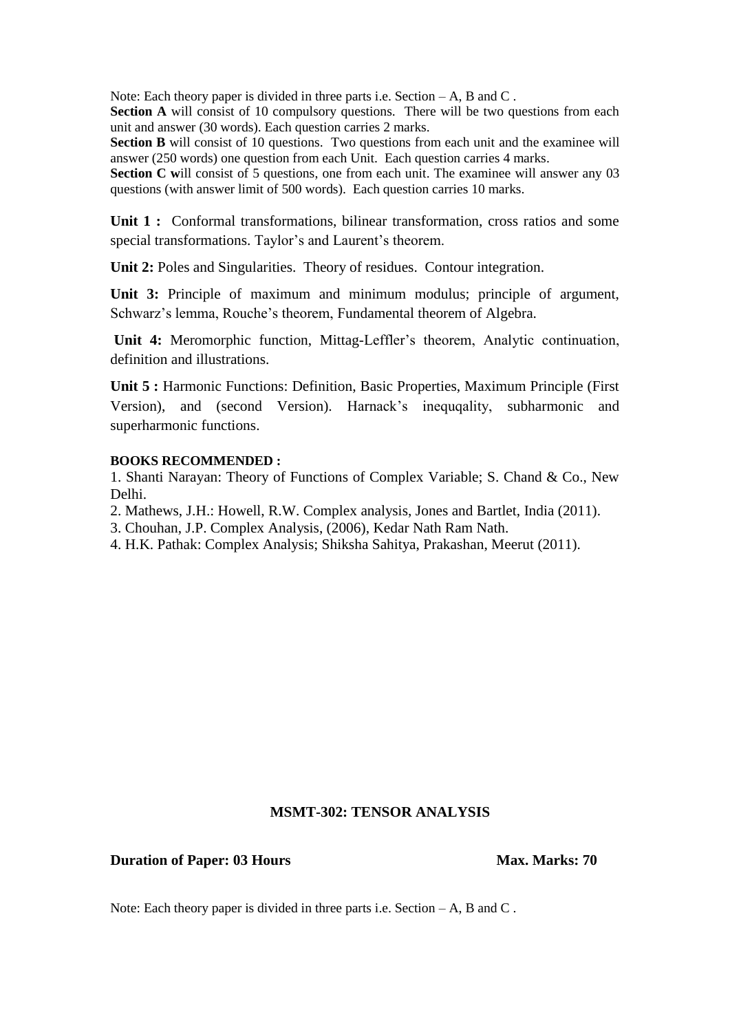Note: Each theory paper is divided in three parts i.e. Section – A, B and C .

**Section A** will consist of 10 compulsory questions. There will be two questions from each unit and answer (30 words). Each question carries 2 marks.

**Section B** will consist of 10 questions. Two questions from each unit and the examinee will answer (250 words) one question from each Unit. Each question carries 4 marks.

**Section C w**ill consist of 5 questions, one from each unit. The examinee will answer any 03 questions (with answer limit of 500 words). Each question carries 10 marks.

**Unit 1 :** Conformal transformations, bilinear transformation, cross ratios and some special transformations. Taylor's and Laurent's theorem.

**Unit 2:** Poles and Singularities. Theory of residues. Contour integration.

**Unit 3:** Principle of maximum and minimum modulus; principle of argument, Schwarz's lemma, Rouche's theorem, Fundamental theorem of Algebra.

**Unit 4:** Meromorphic function, Mittag-Leffler's theorem, Analytic continuation, definition and illustrations.

**Unit 5 :** Harmonic Functions: Definition, Basic Properties, Maximum Principle (First Version), and (second Version). Harnack's inequqality, subharmonic and superharmonic functions.

**BOOKS RECOMMENDED :**

1. Shanti Narayan: Theory of Functions of Complex Variable; S. Chand & Co., New Delhi.
2. Mathews, J.H.: Howell, R.W. Complex analysis, Jones and Bartlet, India (2011).
3. Chouhan, J.P. Complex Analysis, (2006), Kedar Nath Ram Nath.
4. H.K. Pathak: Complex Analysis; Shiksha Sahitya, Prakashan, Meerut (2011).

## MSMT-302: TENSOR ANALYSIS

**Duration of Paper: 03 Hours** **Max. Marks: 70**

Note: Each theory paper is divided in three parts i.e. Section – A, B and C .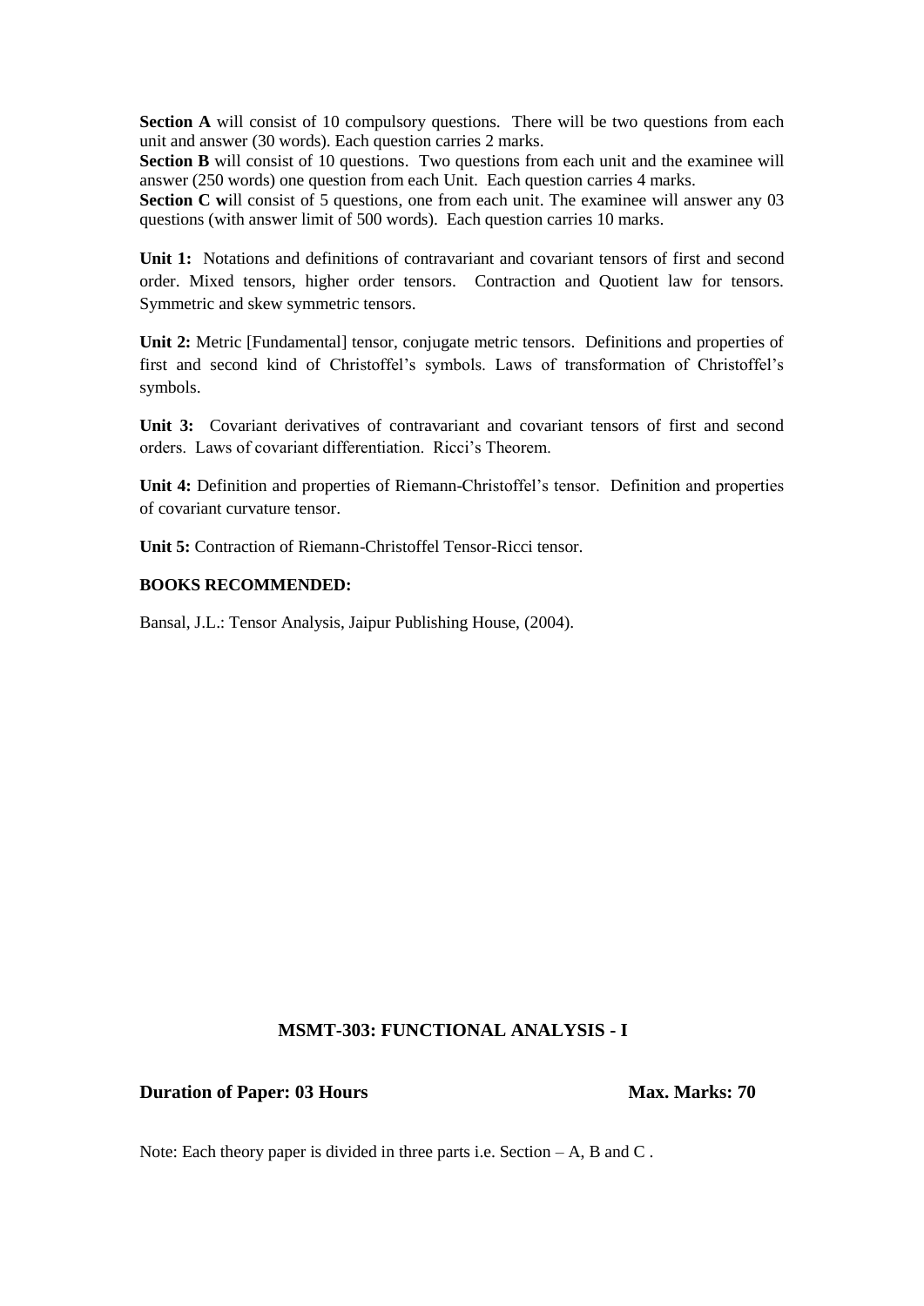**Section A** will consist of 10 compulsory questions. There will be two questions from each unit and answer (30 words). Each question carries 2 marks.

**Section B** will consist of 10 questions. Two questions from each unit and the examinee will answer (250 words) one question from each Unit. Each question carries 4 marks.

**Section C w**ill consist of 5 questions, one from each unit. The examinee will answer any 03 questions (with answer limit of 500 words). Each question carries 10 marks.

**Unit 1:** Notations and definitions of contravariant and covariant tensors of first and second order. Mixed tensors, higher order tensors. Contraction and Quotient law for tensors. Symmetric and skew symmetric tensors.

**Unit 2:** Metric [Fundamental] tensor, conjugate metric tensors. Definitions and properties of first and second kind of Christoffel's symbols. Laws of transformation of Christoffel's symbols.

**Unit 3:** Covariant derivatives of contravariant and covariant tensors of first and second orders. Laws of covariant differentiation. Ricci's Theorem.

**Unit 4:** Definition and properties of Riemann-Christoffel's tensor. Definition and properties of covariant curvature tensor.

**Unit 5:** Contraction of Riemann-Christoffel Tensor-Ricci tensor.

**BOOKS RECOMMENDED:**

Bansal, J.L.: Tensor Analysis, Jaipur Publishing House, (2004).

## MSMT-303: FUNCTIONAL ANALYSIS - I

**Duration of Paper: 03 Hours** **Max. Marks: 70**

Note: Each theory paper is divided in three parts i.e. Section – A, B and C .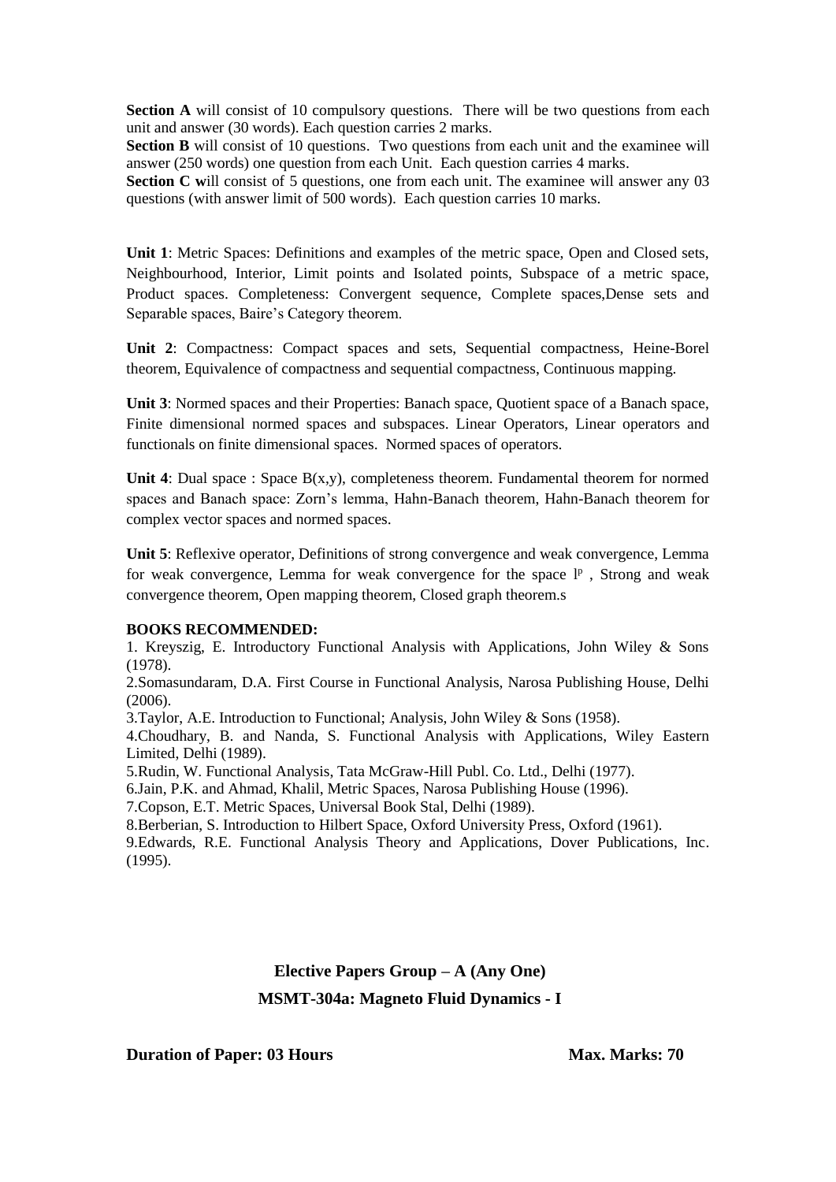**Section A** will consist of 10 compulsory questions. There will be two questions from each unit and answer (30 words). Each question carries 2 marks.
**Section B** will consist of 10 questions. Two questions from each unit and the examinee will answer (250 words) one question from each Unit. Each question carries 4 marks.
**Section C w**ill consist of 5 questions, one from each unit. The examinee will answer any 03 questions (with answer limit of 500 words). Each question carries 10 marks.

**Unit 1**: Metric Spaces: Definitions and examples of the metric space, Open and Closed sets, Neighbourhood, Interior, Limit points and Isolated points, Subspace of a metric space, Product spaces. Completeness: Convergent sequence, Complete spaces,Dense sets and Separable spaces, Baire's Category theorem.

**Unit 2**: Compactness: Compact spaces and sets, Sequential compactness, Heine-Borel theorem, Equivalence of compactness and sequential compactness, Continuous mapping.

**Unit 3**: Normed spaces and their Properties: Banach space, Quotient space of a Banach space, Finite dimensional normed spaces and subspaces. Linear Operators, Linear operators and functionals on finite dimensional spaces. Normed spaces of operators.

**Unit 4**: Dual space : Space B(x,y), completeness theorem. Fundamental theorem for normed spaces and Banach space: Zorn's lemma, Hahn-Banach theorem, Hahn-Banach theorem for complex vector spaces and normed spaces.

**Unit 5**: Reflexive operator, Definitions of strong convergence and weak convergence, Lemma for weak convergence, Lemma for weak convergence for the space $l^p$ , Strong and weak convergence theorem, Open mapping theorem, Closed graph theorem.s

**BOOKS RECOMMENDED:**

1. Kreyszig, E. Introductory Functional Analysis with Applications, John Wiley & Sons (1978).
2. Somasundaram, D.A. First Course in Functional Analysis, Narosa Publishing House, Delhi (2006).
3. Taylor, A.E. Introduction to Functional; Analysis, John Wiley & Sons (1958).
4. Choudhary, B. and Nanda, S. Functional Analysis with Applications, Wiley Eastern Limited, Delhi (1989).
5. Rudin, W. Functional Analysis, Tata McGraw-Hill Publ. Co. Ltd., Delhi (1977).
6. Jain, P.K. and Ahmad, Khalil, Metric Spaces, Narosa Publishing House (1996).
7. Copson, E.T. Metric Spaces, Universal Book Stal, Delhi (1989).
8. Berberian, S. Introduction to Hilbert Space, Oxford University Press, Oxford (1961).
9. Edwards, R.E. Functional Analysis Theory and Applications, Dover Publications, Inc. (1995).

## Elective Papers Group – A (Any One)

## MSMT-304a: Magneto Fluid Dynamics - I

**Duration of Paper: 03 Hours** **Max. Marks: 70**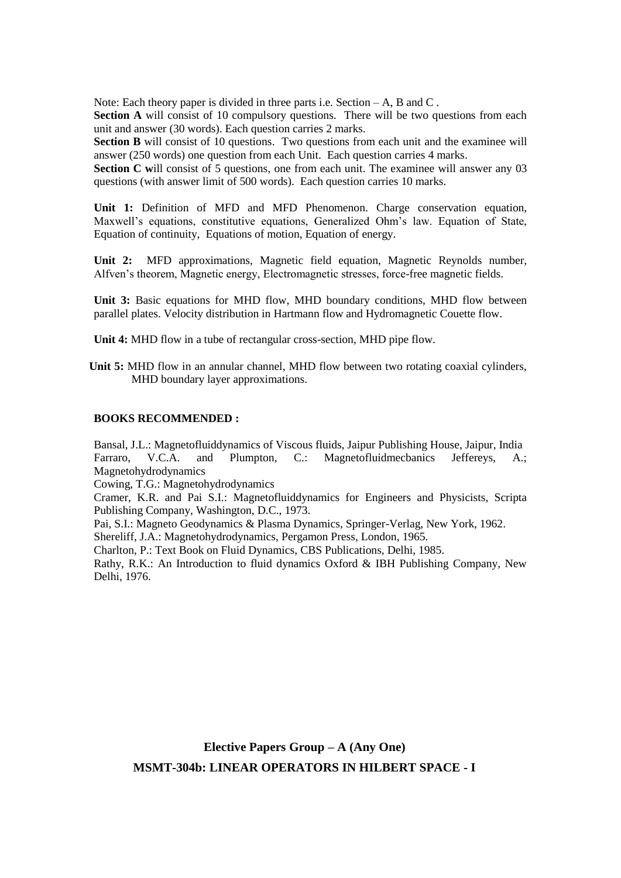Note: Each theory paper is divided in three parts i.e. Section – A, B and C .

**Section A** will consist of 10 compulsory questions. There will be two questions from each unit and answer (30 words). Each question carries 2 marks.

**Section B** will consist of 10 questions. Two questions from each unit and the examinee will answer (250 words) one question from each Unit. Each question carries 4 marks.

**Section C w**ill consist of 5 questions, one from each unit. The examinee will answer any 03 questions (with answer limit of 500 words). Each question carries 10 marks.

**Unit 1:** Definition of MFD and MFD Phenomenon. Charge conservation equation, Maxwell's equations, constitutive equations, Generalized Ohm's law. Equation of State, Equation of continuity, Equations of motion, Equation of energy.

**Unit 2:** MFD approximations, Magnetic field equation, Magnetic Reynolds number, Alfven's theorem, Magnetic energy, Electromagnetic stresses, force-free magnetic fields.

**Unit 3:** Basic equations for MHD flow, MHD boundary conditions, MHD flow between parallel plates. Velocity distribution in Hartmann flow and Hydromagnetic Couette flow.

**Unit 4:** MHD flow in a tube of rectangular cross-section, MHD pipe flow.

**Unit 5:** MHD flow in an annular channel, MHD flow between two rotating coaxial cylinders, MHD boundary layer approximations.

**BOOKS RECOMMENDED :**

Bansal, J.L.: Magnetofluiddynamics of Viscous fluids, Jaipur Publishing House, Jaipur, India
Farraro, V.C.A. and Plumpton, C.: Magnetofluidmecbanics Jeffereys, A.; Magnetohydrodynamics
Cowing, T.G.: Magnetohydrodynamics
Cramer, K.R. and Pai S.I.: Magnetofluiddynamics for Engineers and Physicists, Scripta Publishing Company, Washington, D.C., 1973.
Pai, S.I.: Magneto Geodynamics & Plasma Dynamics, Springer-Verlag, New York, 1962.
Shereliff, J.A.: Magnetohydrodynamics, Pergamon Press, London, 1965.
Charlton, P.: Text Book on Fluid Dynamics, CBS Publications, Delhi, 1985.
Rathy, R.K.: An Introduction to fluid dynamics Oxford & IBH Publishing Company, New Delhi, 1976.

## Elective Papers Group – A (Any One)

## MSMT-304b: LINEAR OPERATORS IN HILBERT SPACE - I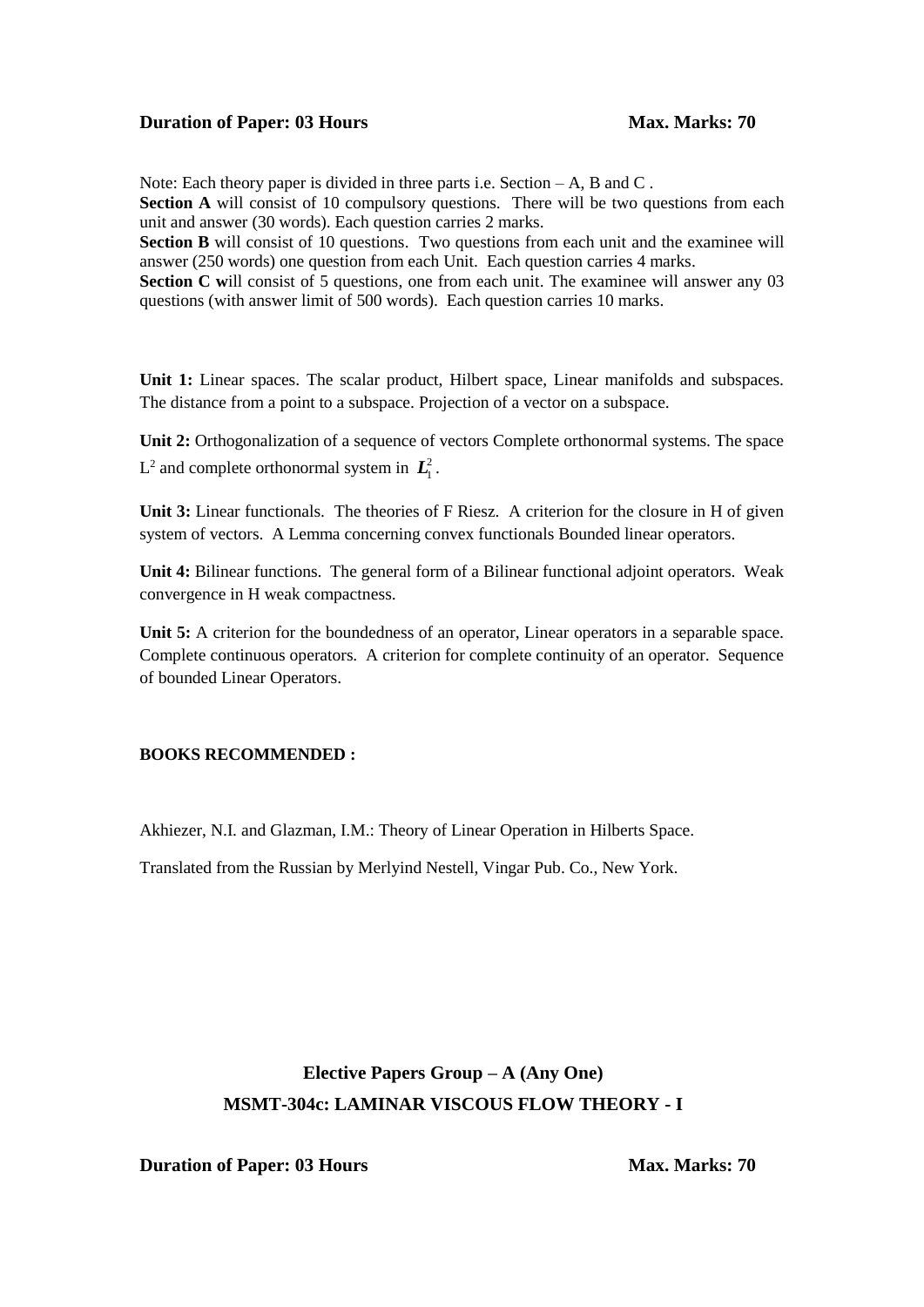**Duration of Paper: 03 Hours** **Max. Marks: 70**

Note: Each theory paper is divided in three parts i.e. Section – A, B and C .
**Section A** will consist of 10 compulsory questions. There will be two questions from each unit and answer (30 words). Each question carries 2 marks.
**Section B** will consist of 10 questions. Two questions from each unit and the examinee will answer (250 words) one question from each Unit. Each question carries 4 marks.
**Section C w**ill consist of 5 questions, one from each unit. The examinee will answer any 03 questions (with answer limit of 500 words). Each question carries 10 marks.

**Unit 1:** Linear spaces. The scalar product, Hilbert space, Linear manifolds and subspaces. The distance from a point to a subspace. Projection of a vector on a subspace.

**Unit 2:** Orthogonalization of a sequence of vectors Complete orthonormal systems. The space $L^2$ and complete orthonormal system in $L_1^2$.

**Unit 3:** Linear functionals. The theories of F Riesz. A criterion for the closure in H of given system of vectors. A Lemma concerning convex functionals Bounded linear operators.

**Unit 4:** Bilinear functions. The general form of a Bilinear functional adjoint operators. Weak convergence in H weak compactness.

**Unit 5:** A criterion for the boundedness of an operator, Linear operators in a separable space. Complete continuous operators. A criterion for complete continuity of an operator. Sequence of bounded Linear Operators.

**BOOKS RECOMMENDED :**

Akhiezer, N.I. and Glazman, I.M.: Theory of Linear Operation in Hilberts Space.

Translated from the Russian by Merlyind Nestell, Vingar Pub. Co., New York.

## Elective Papers Group – A (Any One)

## MSMT-304c: LAMINAR VISCOUS FLOW THEORY - I

**Duration of Paper: 03 Hours** **Max. Marks: 70**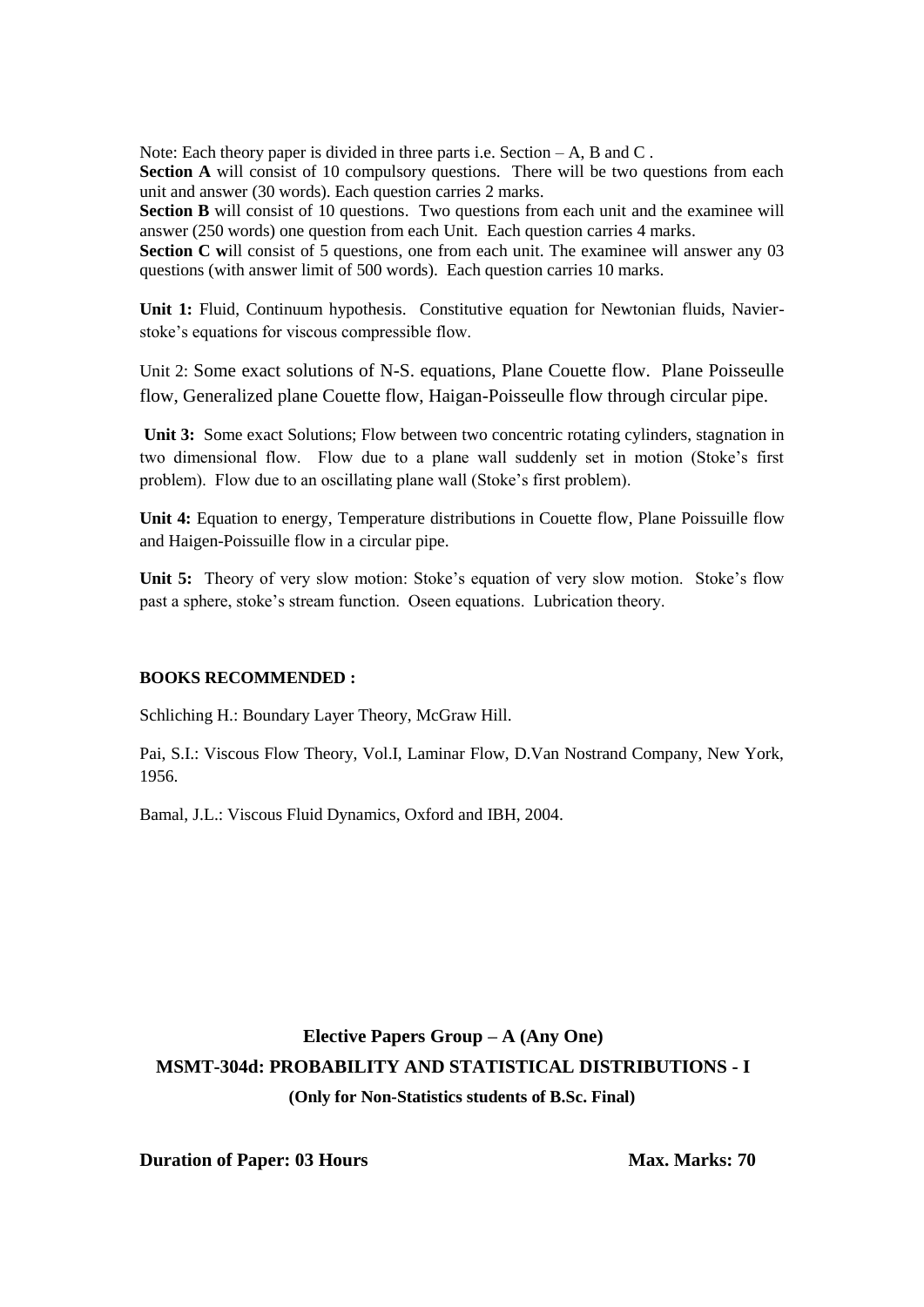Note: Each theory paper is divided in three parts i.e. Section – A, B and C .

**Section A** will consist of 10 compulsory questions. There will be two questions from each unit and answer (30 words). Each question carries 2 marks.

**Section B** will consist of 10 questions. Two questions from each unit and the examinee will answer (250 words) one question from each Unit. Each question carries 4 marks.

**Section C w**ill consist of 5 questions, one from each unit. The examinee will answer any 03 questions (with answer limit of 500 words). Each question carries 10 marks.

**Unit 1:** Fluid, Continuum hypothesis. Constitutive equation for Newtonian fluids, Navier-stoke's equations for viscous compressible flow.

Unit 2: Some exact solutions of N-S. equations, Plane Couette flow. Plane Poisseulle flow, Generalized plane Couette flow, Haigan-Poisseulle flow through circular pipe.

**Unit 3:** Some exact Solutions; Flow between two concentric rotating cylinders, stagnation in two dimensional flow. Flow due to a plane wall suddenly set in motion (Stoke's first problem). Flow due to an oscillating plane wall (Stoke's first problem).

**Unit 4:** Equation to energy, Temperature distributions in Couette flow, Plane Poissuille flow and Haigen-Poissuille flow in a circular pipe.

**Unit 5:** Theory of very slow motion: Stoke's equation of very slow motion. Stoke's flow past a sphere, stoke's stream function. Oseen equations. Lubrication theory.

**BOOKS RECOMMENDED :**

Schliching H.: Boundary Layer Theory, McGraw Hill.

Pai, S.I.: Viscous Flow Theory, Vol.I, Laminar Flow, D.Van Nostrand Company, New York, 1956.

Bamal, J.L.: Viscous Fluid Dynamics, Oxford and IBH, 2004.

## Elective Papers Group – A (Any One)

## MSMT-304d: PROBABILITY AND STATISTICAL DISTRIBUTIONS - I

**(Only for Non-Statistics students of B.Sc. Final)**

**Duration of Paper: 03 Hours** **Max. Marks: 70**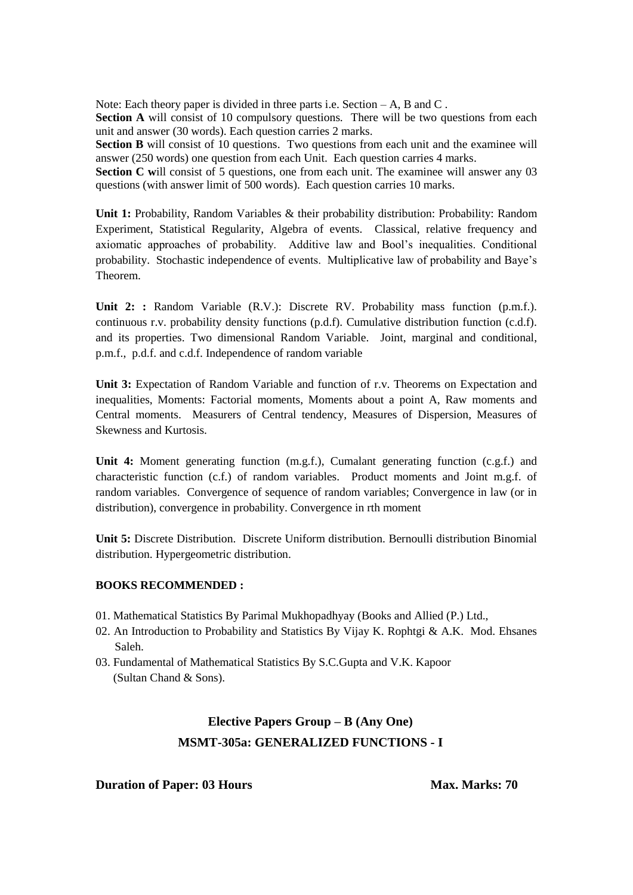Note: Each theory paper is divided in three parts i.e. Section – A, B and C .

**Section A** will consist of 10 compulsory questions. There will be two questions from each unit and answer (30 words). Each question carries 2 marks.

**Section B** will consist of 10 questions. Two questions from each unit and the examinee will answer (250 words) one question from each Unit. Each question carries 4 marks.

**Section C w**ill consist of 5 questions, one from each unit. The examinee will answer any 03 questions (with answer limit of 500 words). Each question carries 10 marks.

**Unit 1:** Probability, Random Variables & their probability distribution: Probability: Random Experiment, Statistical Regularity, Algebra of events. Classical, relative frequency and axiomatic approaches of probability. Additive law and Bool's inequalities. Conditional probability. Stochastic independence of events. Multiplicative law of probability and Baye's Theorem.

**Unit 2: :** Random Variable (R.V.): Discrete RV. Probability mass function (p.m.f.). continuous r.v. probability density functions (p.d.f). Cumulative distribution function (c.d.f). and its properties. Two dimensional Random Variable. Joint, marginal and conditional, p.m.f., p.d.f. and c.d.f. Independence of random variable

**Unit 3:** Expectation of Random Variable and function of r.v. Theorems on Expectation and inequalities, Moments: Factorial moments, Moments about a point A, Raw moments and Central moments. Measurers of Central tendency, Measures of Dispersion, Measures of Skewness and Kurtosis.

**Unit 4:** Moment generating function (m.g.f.), Cumalant generating function (c.g.f.) and characteristic function (c.f.) of random variables. Product moments and Joint m.g.f. of random variables. Convergence of sequence of random variables; Convergence in law (or in distribution), convergence in probability. Convergence in rth moment

**Unit 5:** Discrete Distribution. Discrete Uniform distribution. Bernoulli distribution Binomial distribution. Hypergeometric distribution.

**BOOKS RECOMMENDED :**

01. Mathematical Statistics By Parimal Mukhopadhyay (Books and Allied (P.) Ltd.,
02. An Introduction to Probability and Statistics By Vijay K. Rophtgi & A.K. Mod. Ehsanes Saleh.
03. Fundamental of Mathematical Statistics By S.C.Gupta and V.K. Kapoor (Sultan Chand & Sons).

## Elective Papers Group – B (Any One)

## MSMT-305a: GENERALIZED FUNCTIONS - I

**Duration of Paper: 03 Hours** **Max. Marks: 70**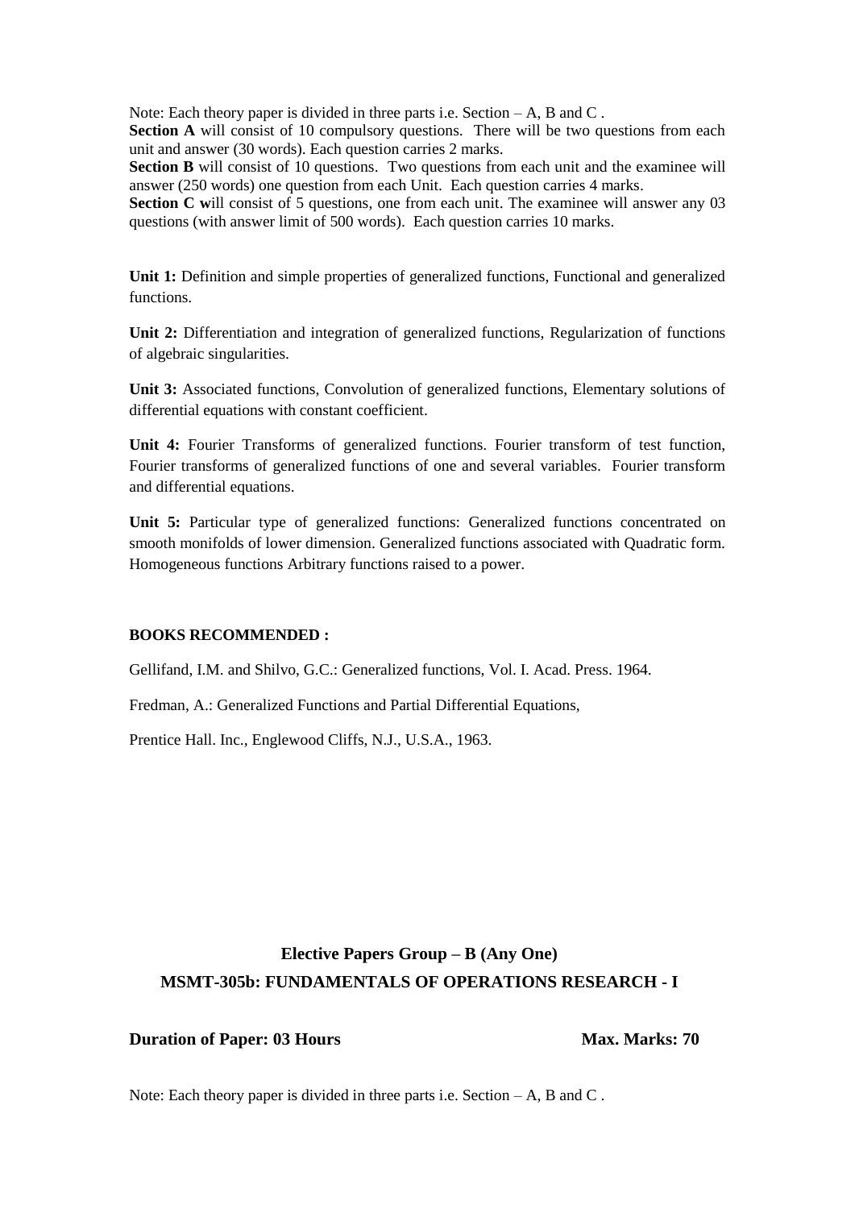Note: Each theory paper is divided in three parts i.e. Section – A, B and C .

**Section A** will consist of 10 compulsory questions. There will be two questions from each unit and answer (30 words). Each question carries 2 marks.

**Section B** will consist of 10 questions. Two questions from each unit and the examinee will answer (250 words) one question from each Unit. Each question carries 4 marks.

**Section C w**ill consist of 5 questions, one from each unit. The examinee will answer any 03 questions (with answer limit of 500 words). Each question carries 10 marks.

**Unit 1:** Definition and simple properties of generalized functions, Functional and generalized functions.

**Unit 2:** Differentiation and integration of generalized functions, Regularization of functions of algebraic singularities.

**Unit 3:** Associated functions, Convolution of generalized functions, Elementary solutions of differential equations with constant coefficient.

**Unit 4:** Fourier Transforms of generalized functions. Fourier transform of test function, Fourier transforms of generalized functions of one and several variables. Fourier transform and differential equations.

**Unit 5:** Particular type of generalized functions: Generalized functions concentrated on smooth monifolds of lower dimension. Generalized functions associated with Quadratic form. Homogeneous functions Arbitrary functions raised to a power.

**BOOKS RECOMMENDED :**

Gellifand, I.M. and Shilvo, G.C.: Generalized functions, Vol. I. Acad. Press. 1964.

Fredman, A.: Generalized Functions and Partial Differential Equations,

Prentice Hall. Inc., Englewood Cliffs, N.J., U.S.A., 1963.

## Elective Papers Group – B (Any One)

## MSMT-305b: FUNDAMENTALS OF OPERATIONS RESEARCH - I

**Duration of Paper: 03 Hours** **Max. Marks: 70**

Note: Each theory paper is divided in three parts i.e. Section – A, B and C .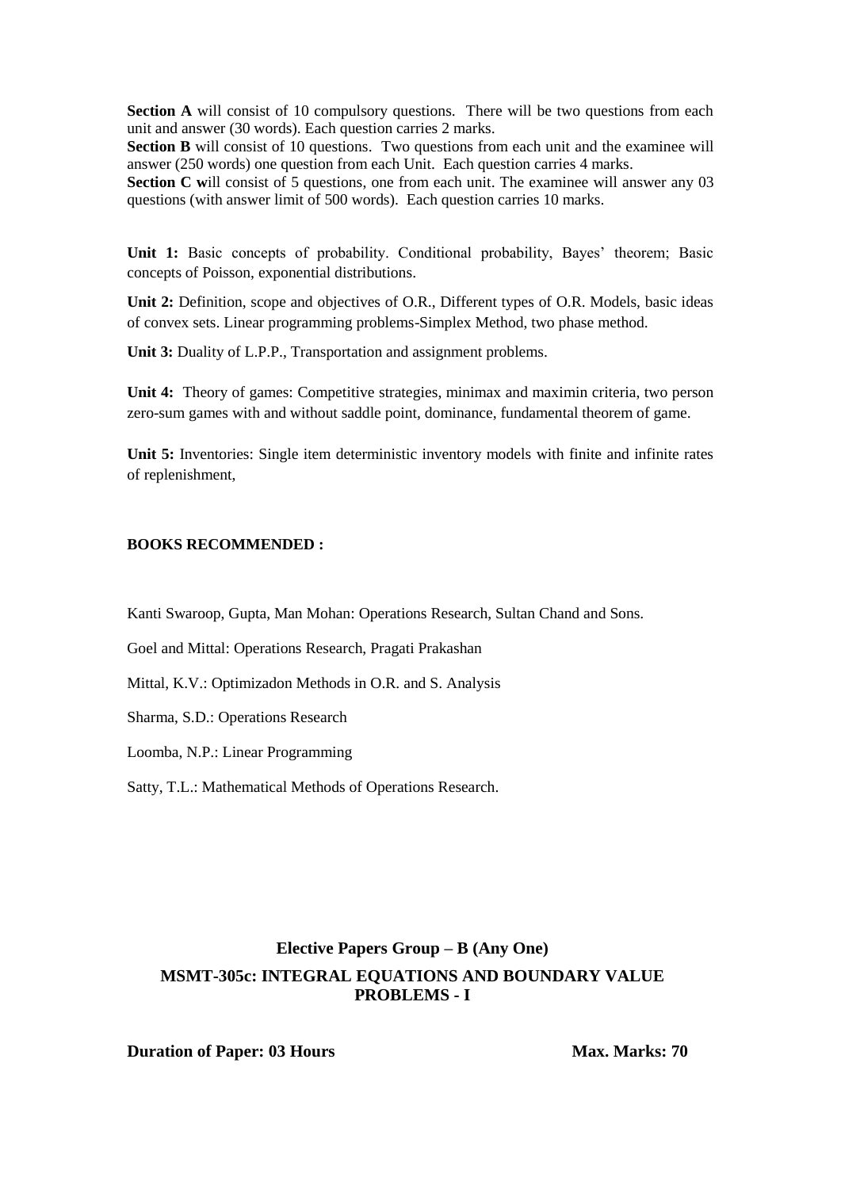**Section A** will consist of 10 compulsory questions. There will be two questions from each unit and answer (30 words). Each question carries 2 marks.

**Section B** will consist of 10 questions. Two questions from each unit and the examinee will answer (250 words) one question from each Unit. Each question carries 4 marks.

**Section C w**ill consist of 5 questions, one from each unit. The examinee will answer any 03 questions (with answer limit of 500 words). Each question carries 10 marks.

**Unit 1:** Basic concepts of probability. Conditional probability, Bayes' theorem; Basic concepts of Poisson, exponential distributions.

**Unit 2:** Definition, scope and objectives of O.R., Different types of O.R. Models, basic ideas of convex sets. Linear programming problems-Simplex Method, two phase method.

**Unit 3:** Duality of L.P.P., Transportation and assignment problems.

**Unit 4:** Theory of games: Competitive strategies, minimax and maximin criteria, two person zero-sum games with and without saddle point, dominance, fundamental theorem of game.

**Unit 5:** Inventories: Single item deterministic inventory models with finite and infinite rates of replenishment,

**BOOKS RECOMMENDED :**

Kanti Swaroop, Gupta, Man Mohan: Operations Research, Sultan Chand and Sons.

Goel and Mittal: Operations Research, Pragati Prakashan

Mittal, K.V.: Optimizadon Methods in O.R. and S. Analysis

Sharma, S.D.: Operations Research

Loomba, N.P.: Linear Programming

Satty, T.L.: Mathematical Methods of Operations Research.

## Elective Papers Group – B (Any One)

## MSMT-305c: INTEGRAL EQUATIONS AND BOUNDARY VALUE PROBLEMS - I

**Duration of Paper: 03 Hours** **Max. Marks: 70**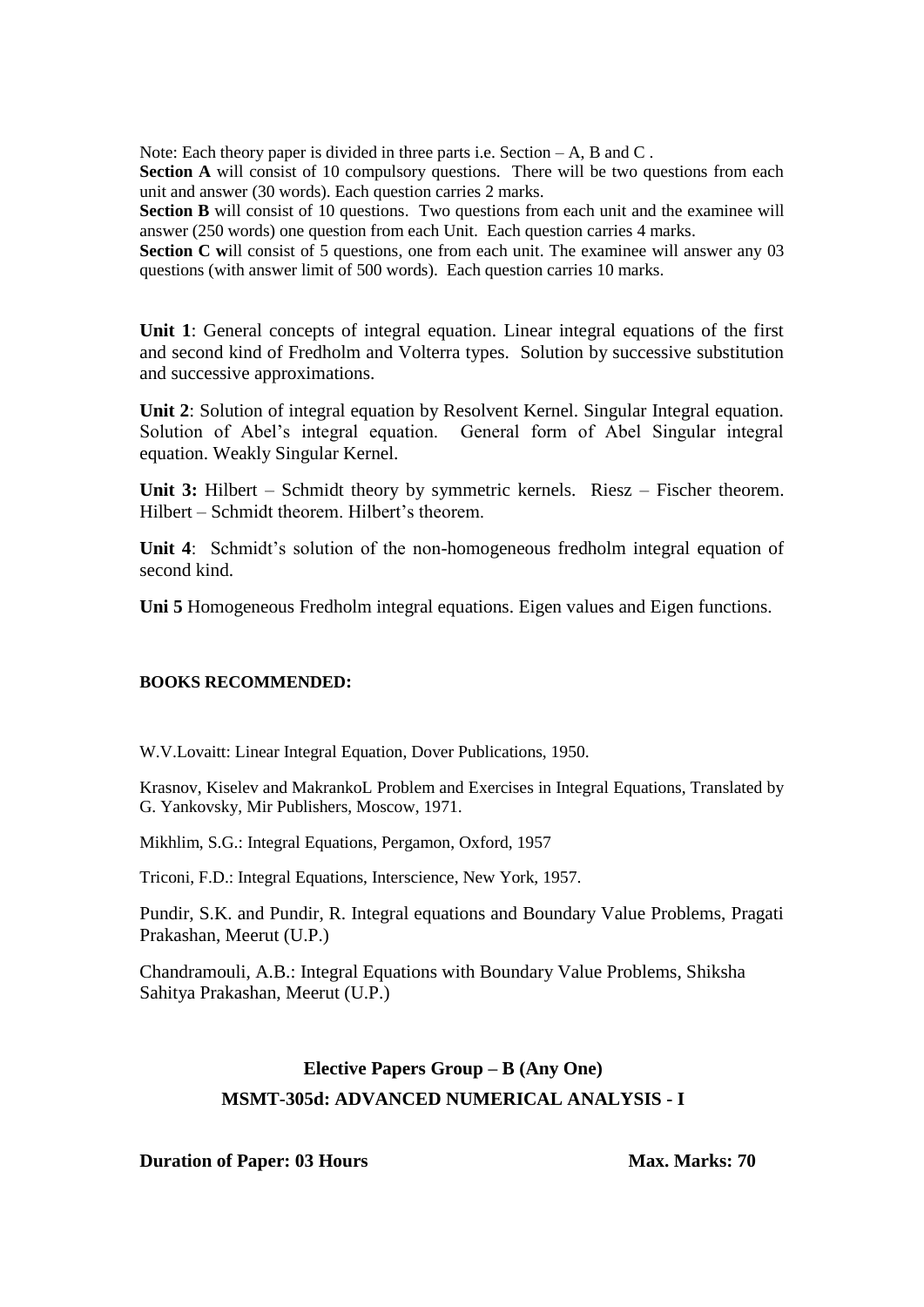Note: Each theory paper is divided in three parts i.e. Section – A, B and C .

**Section A** will consist of 10 compulsory questions. There will be two questions from each unit and answer (30 words). Each question carries 2 marks.

**Section B** will consist of 10 questions. Two questions from each unit and the examinee will answer (250 words) one question from each Unit. Each question carries 4 marks.

**Section C w**ill consist of 5 questions, one from each unit. The examinee will answer any 03 questions (with answer limit of 500 words). Each question carries 10 marks.

**Unit 1**: General concepts of integral equation. Linear integral equations of the first and second kind of Fredholm and Volterra types. Solution by successive substitution and successive approximations.

**Unit 2**: Solution of integral equation by Resolvent Kernel. Singular Integral equation. Solution of Abel's integral equation. General form of Abel Singular integral equation. Weakly Singular Kernel.

**Unit 3:** Hilbert – Schmidt theory by symmetric kernels. Riesz – Fischer theorem. Hilbert – Schmidt theorem. Hilbert's theorem.

**Unit 4**: Schmidt's solution of the non-homogeneous fredholm integral equation of second kind.

**Uni 5** Homogeneous Fredholm integral equations. Eigen values and Eigen functions.

**BOOKS RECOMMENDED:**

W.V.Lovaitt: Linear Integral Equation, Dover Publications, 1950.

Krasnov, Kiselev and MakrankoL Problem and Exercises in Integral Equations, Translated by G. Yankovsky, Mir Publishers, Moscow, 1971.

Mikhlim, S.G.: Integral Equations, Pergamon, Oxford, 1957

Triconi, F.D.: Integral Equations, Interscience, New York, 1957.

Pundir, S.K. and Pundir, R. Integral equations and Boundary Value Problems, Pragati Prakashan, Meerut (U.P.)

Chandramouli, A.B.: Integral Equations with Boundary Value Problems, Shiksha Sahitya Prakashan, Meerut (U.P.)

## Elective Papers Group – B (Any One)

## MSMT-305d: ADVANCED NUMERICAL ANALYSIS - I

**Duration of Paper: 03 Hours** **Max. Marks: 70**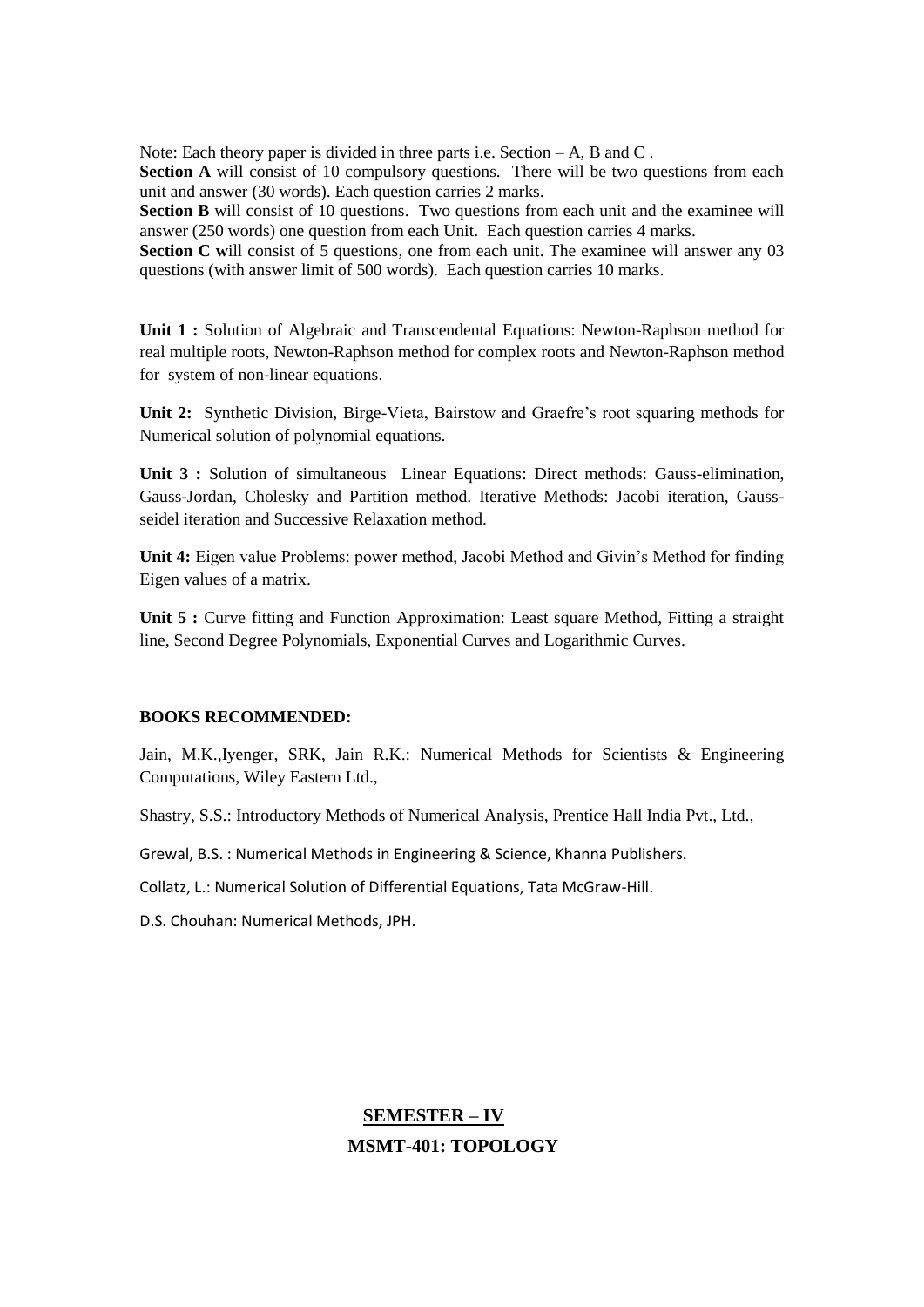Note: Each theory paper is divided in three parts i.e. Section – A, B and C .

**Section A** will consist of 10 compulsory questions. There will be two questions from each unit and answer (30 words). Each question carries 2 marks.

**Section B** will consist of 10 questions. Two questions from each unit and the examinee will answer (250 words) one question from each Unit. Each question carries 4 marks.

**Section C w**ill consist of 5 questions, one from each unit. The examinee will answer any 03 questions (with answer limit of 500 words). Each question carries 10 marks.

**Unit 1 :** Solution of Algebraic and Transcendental Equations: Newton-Raphson method for real multiple roots, Newton-Raphson method for complex roots and Newton-Raphson method for system of non-linear equations.

**Unit 2:** Synthetic Division, Birge-Vieta, Bairstow and Graefre's root squaring methods for Numerical solution of polynomial equations.

**Unit 3 :** Solution of simultaneous Linear Equations: Direct methods: Gauss-elimination, Gauss-Jordan, Cholesky and Partition method. Iterative Methods: Jacobi iteration, Gauss-seidel iteration and Successive Relaxation method.

**Unit 4:** Eigen value Problems: power method, Jacobi Method and Givin's Method for finding Eigen values of a matrix.

**Unit 5 :** Curve fitting and Function Approximation: Least square Method, Fitting a straight line, Second Degree Polynomials, Exponential Curves and Logarithmic Curves.

**BOOKS RECOMMENDED:**

Jain, M.K.,Iyenger, SRK, Jain R.K.: Numerical Methods for Scientists & Engineering Computations, Wiley Eastern Ltd.,

Shastry, S.S.: Introductory Methods of Numerical Analysis, Prentice Hall India Pvt., Ltd.,

Grewal, B.S. : Numerical Methods in Engineering & Science, Khanna Publishers.

Collatz, L.: Numerical Solution of Differential Equations, Tata McGraw-Hill.

D.S. Chouhan: Numerical Methods, JPH.

## SEMESTER – IV

## MSMT-401: TOPOLOGY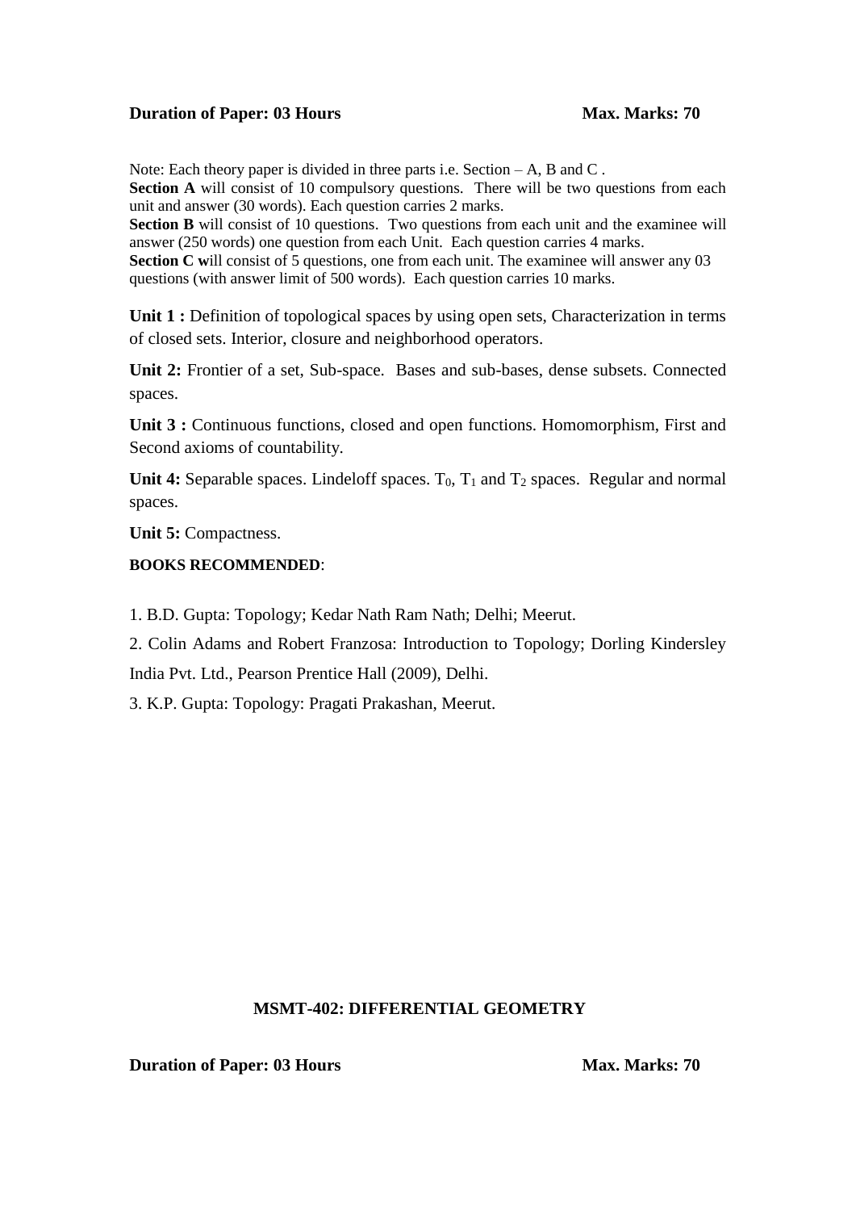**Duration of Paper: 03 Hours** **Max. Marks: 70**

Note: Each theory paper is divided in three parts i.e. Section – A, B and C .
**Section A** will consist of 10 compulsory questions. There will be two questions from each unit and answer (30 words). Each question carries 2 marks.
**Section B** will consist of 10 questions. Two questions from each unit and the examinee will answer (250 words) one question from each Unit. Each question carries 4 marks.
**Section C w**ill consist of 5 questions, one from each unit. The examinee will answer any 03 questions (with answer limit of 500 words). Each question carries 10 marks.

**Unit 1 :** Definition of topological spaces by using open sets, Characterization in terms of closed sets. Interior, closure and neighborhood operators.

**Unit 2:** Frontier of a set, Sub-space. Bases and sub-bases, dense subsets. Connected spaces.

**Unit 3 :** Continuous functions, closed and open functions. Homomorphism, First and Second axioms of countability.

**Unit 4:** Separable spaces. Lindeloff spaces. $T_0$, $T_1$ and $T_2$ spaces. Regular and normal spaces.

**Unit 5:** Compactness.

**BOOKS RECOMMENDED**:

1. B.D. Gupta: Topology; Kedar Nath Ram Nath; Delhi; Meerut.
2. Colin Adams and Robert Franzosa: Introduction to Topology; Dorling Kindersley India Pvt. Ltd., Pearson Prentice Hall (2009), Delhi.
3. K.P. Gupta: Topology: Pragati Prakashan, Meerut.

## MSMT-402: DIFFERENTIAL GEOMETRY

**Duration of Paper: 03 Hours** **Max. Marks: 70**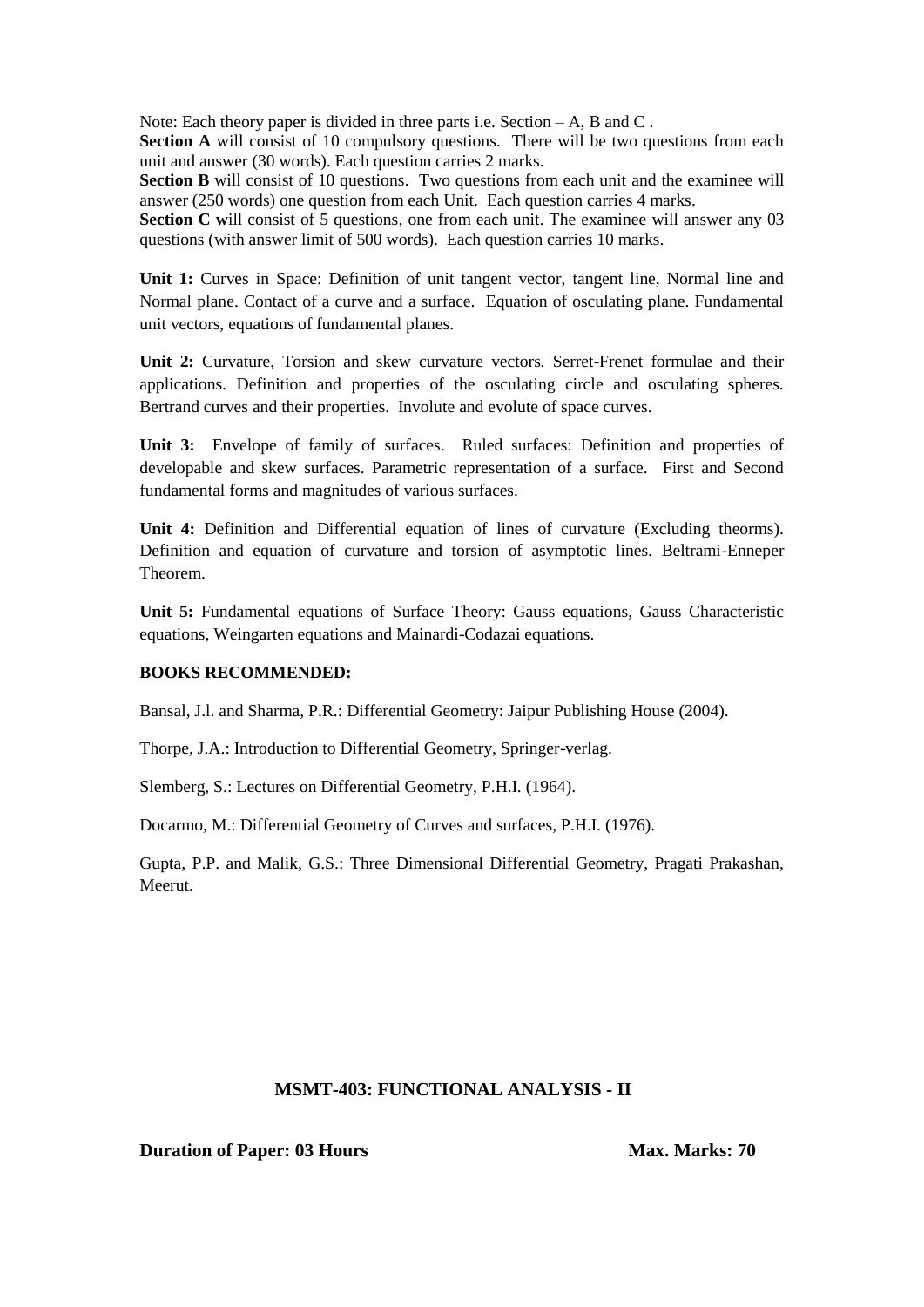Note: Each theory paper is divided in three parts i.e. Section – A, B and C .

**Section A** will consist of 10 compulsory questions. There will be two questions from each unit and answer (30 words). Each question carries 2 marks.

**Section B** will consist of 10 questions. Two questions from each unit and the examinee will answer (250 words) one question from each Unit. Each question carries 4 marks.

**Section C w**ill consist of 5 questions, one from each unit. The examinee will answer any 03 questions (with answer limit of 500 words). Each question carries 10 marks.

**Unit 1:** Curves in Space: Definition of unit tangent vector, tangent line, Normal line and Normal plane. Contact of a curve and a surface. Equation of osculating plane. Fundamental unit vectors, equations of fundamental planes.

**Unit 2:** Curvature, Torsion and skew curvature vectors. Serret-Frenet formulae and their applications. Definition and properties of the osculating circle and osculating spheres. Bertrand curves and their properties. Involute and evolute of space curves.

**Unit 3:** Envelope of family of surfaces. Ruled surfaces: Definition and properties of developable and skew surfaces. Parametric representation of a surface. First and Second fundamental forms and magnitudes of various surfaces.

**Unit 4:** Definition and Differential equation of lines of curvature (Excluding theorms). Definition and equation of curvature and torsion of asymptotic lines. Beltrami-Enneper Theorem.

**Unit 5:** Fundamental equations of Surface Theory: Gauss equations, Gauss Characteristic equations, Weingarten equations and Mainardi-Codazai equations.

**BOOKS RECOMMENDED:**

Bansal, J.l. and Sharma, P.R.: Differential Geometry: Jaipur Publishing House (2004).

Thorpe, J.A.: Introduction to Differential Geometry, Springer-verlag.

Slemberg, S.: Lectures on Differential Geometry, P.H.I. (1964).

Docarmo, M.: Differential Geometry of Curves and surfaces, P.H.I. (1976).

Gupta, P.P. and Malik, G.S.: Three Dimensional Differential Geometry, Pragati Prakashan, Meerut.

## MSMT-403: FUNCTIONAL ANALYSIS - II

**Duration of Paper: 03 Hours** **Max. Marks: 70**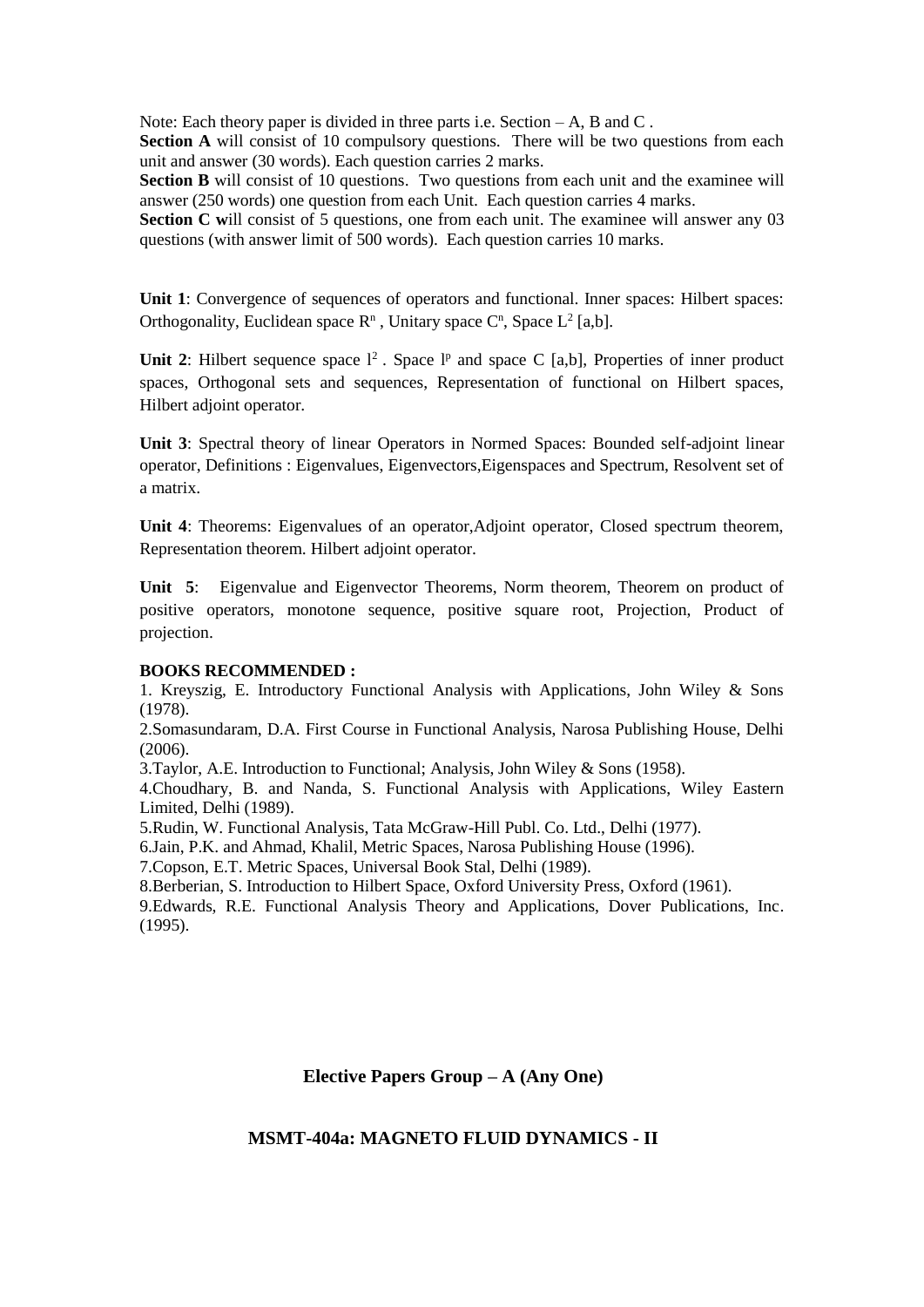Note: Each theory paper is divided in three parts i.e. Section – A, B and C .

**Section A** will consist of 10 compulsory questions. There will be two questions from each unit and answer (30 words). Each question carries 2 marks.

**Section B** will consist of 10 questions. Two questions from each unit and the examinee will answer (250 words) one question from each Unit. Each question carries 4 marks.

**Section C w**ill consist of 5 questions, one from each unit. The examinee will answer any 03 questions (with answer limit of 500 words). Each question carries 10 marks.

**Unit 1**: Convergence of sequences of operators and functional. Inner spaces: Hilbert spaces: Orthogonality, Euclidean space $R^n$ , Unitary space $C^n$, Space $L^2$ [a,b].

**Unit 2**: Hilbert sequence space $l^2$ . Space $l^p$ and space C [a,b], Properties of inner product spaces, Orthogonal sets and sequences, Representation of functional on Hilbert spaces, Hilbert adjoint operator.

**Unit 3**: Spectral theory of linear Operators in Normed Spaces: Bounded self-adjoint linear operator, Definitions : Eigenvalues, Eigenvectors,Eigenspaces and Spectrum, Resolvent set of a matrix.

**Unit 4**: Theorems: Eigenvalues of an operator,Adjoint operator, Closed spectrum theorem, Representation theorem. Hilbert adjoint operator.

**Unit 5**: Eigenvalue and Eigenvector Theorems, Norm theorem, Theorem on product of positive operators, monotone sequence, positive square root, Projection, Product of projection.

**BOOKS RECOMMENDED :**

1. Kreyszig, E. Introductory Functional Analysis with Applications, John Wiley & Sons (1978).
2. Somasundaram, D.A. First Course in Functional Analysis, Narosa Publishing House, Delhi (2006).
3. Taylor, A.E. Introduction to Functional; Analysis, John Wiley & Sons (1958).
4. Choudhary, B. and Nanda, S. Functional Analysis with Applications, Wiley Eastern Limited, Delhi (1989).
5. Rudin, W. Functional Analysis, Tata McGraw-Hill Publ. Co. Ltd., Delhi (1977).
6. Jain, P.K. and Ahmad, Khalil, Metric Spaces, Narosa Publishing House (1996).
7. Copson, E.T. Metric Spaces, Universal Book Stal, Delhi (1989).
8. Berberian, S. Introduction to Hilbert Space, Oxford University Press, Oxford (1961).
9. Edwards, R.E. Functional Analysis Theory and Applications, Dover Publications, Inc. (1995).

## Elective Papers Group – A (Any One)

## MSMT-404a: MAGNETO FLUID DYNAMICS - II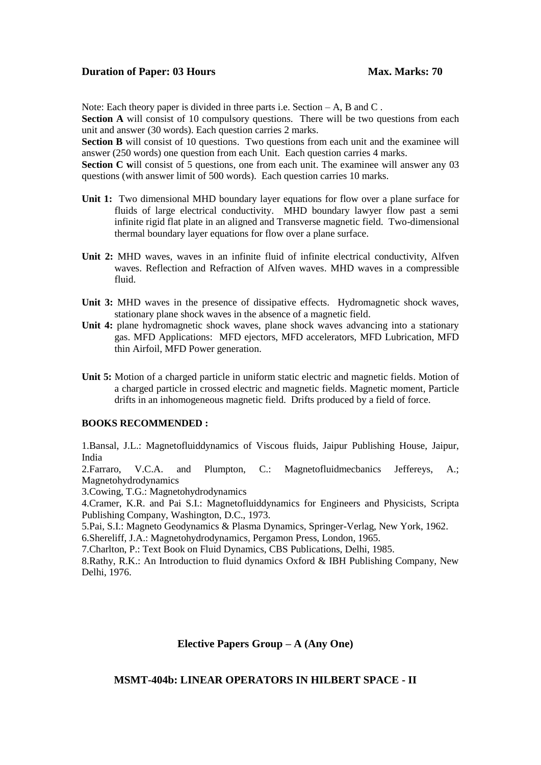**Duration of Paper: 03 Hours** **Max. Marks: 70**

Note: Each theory paper is divided in three parts i.e. Section – A, B and C .

**Section A** will consist of 10 compulsory questions. There will be two questions from each unit and answer (30 words). Each question carries 2 marks.

**Section B** will consist of 10 questions. Two questions from each unit and the examinee will answer (250 words) one question from each Unit. Each question carries 4 marks.

**Section C w**ill consist of 5 questions, one from each unit. The examinee will answer any 03 questions (with answer limit of 500 words). Each question carries 10 marks.

**Unit 1:** Two dimensional MHD boundary layer equations for flow over a plane surface for fluids of large electrical conductivity. MHD boundary lawyer flow past a semi infinite rigid flat plate in an aligned and Transverse magnetic field. Two-dimensional thermal boundary layer equations for flow over a plane surface.

**Unit 2:** MHD waves, waves in an infinite fluid of infinite electrical conductivity, Alfven waves. Reflection and Refraction of Alfven waves. MHD waves in a compressible fluid.

**Unit 3:** MHD waves in the presence of dissipative effects. Hydromagnetic shock waves, stationary plane shock waves in the absence of a magnetic field.

**Unit 4:** plane hydromagnetic shock waves, plane shock waves advancing into a stationary gas. MFD Applications: MFD ejectors, MFD accelerators, MFD Lubrication, MFD thin Airfoil, MFD Power generation.

**Unit 5:** Motion of a charged particle in uniform static electric and magnetic fields. Motion of a charged particle in crossed electric and magnetic fields. Magnetic moment, Particle drifts in an inhomogeneous magnetic field. Drifts produced by a field of force.

**BOOKS RECOMMENDED :**

1.Bansal, J.L.: Magnetofluiddynamics of Viscous fluids, Jaipur Publishing House, Jaipur, India

2.Farraro, V.C.A. and Plumpton, C.: Magnetofluidmecbanics Jeffereys, A.; Magnetohydrodynamics

3.Cowing, T.G.: Magnetohydrodynamics

4.Cramer, K.R. and Pai S.I.: Magnetofluiddynamics for Engineers and Physicists, Scripta Publishing Company, Washington, D.C., 1973.

5.Pai, S.I.: Magneto Geodynamics & Plasma Dynamics, Springer-Verlag, New York, 1962.

6.Shereliff, J.A.: Magnetohydrodynamics, Pergamon Press, London, 1965.

7.Charlton, P.: Text Book on Fluid Dynamics, CBS Publications, Delhi, 1985.

8.Rathy, R.K.: An Introduction to fluid dynamics Oxford & IBH Publishing Company, New Delhi, 1976.

## Elective Papers Group – A (Any One)

## MSMT-404b: LINEAR OPERATORS IN HILBERT SPACE - II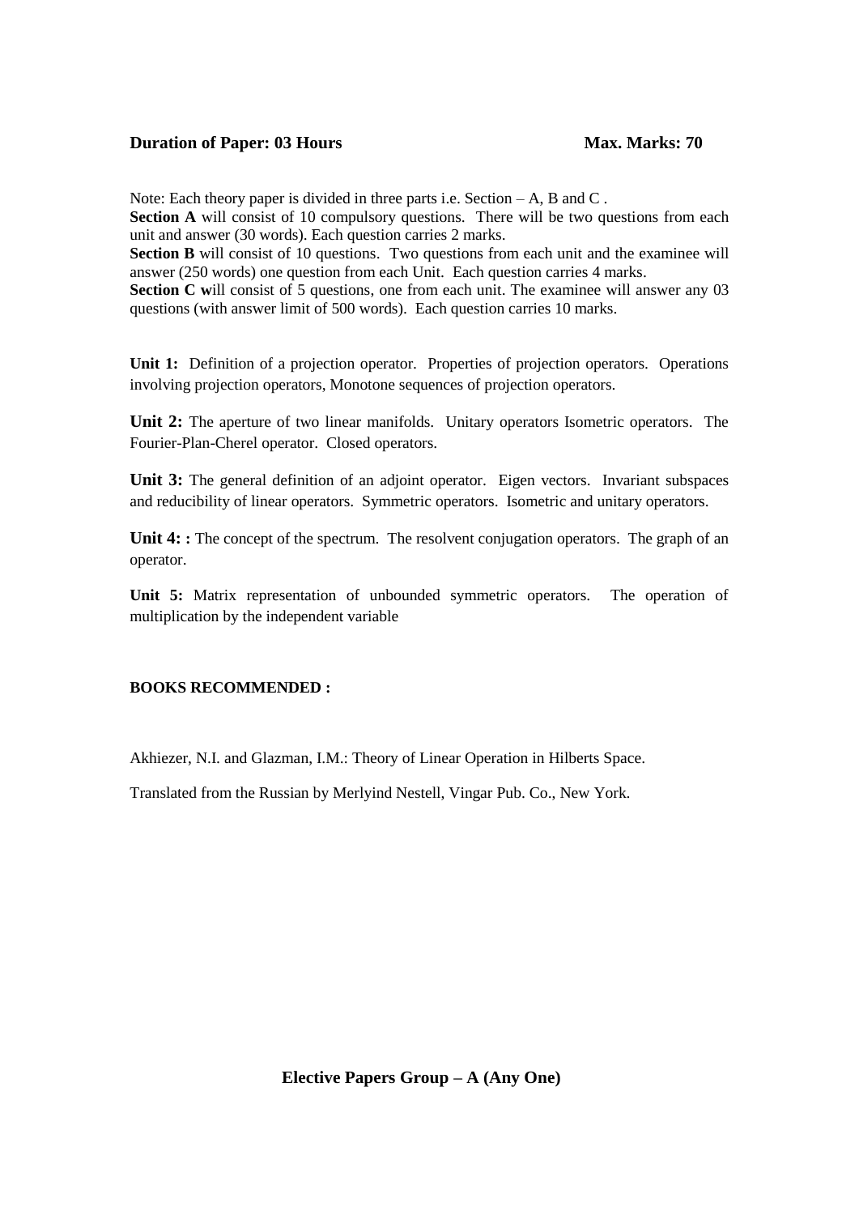**Duration of Paper: 03 Hours** **Max. Marks: 70**

Note: Each theory paper is divided in three parts i.e. Section – A, B and C .
**Section A** will consist of 10 compulsory questions. There will be two questions from each unit and answer (30 words). Each question carries 2 marks.
**Section B** will consist of 10 questions. Two questions from each unit and the examinee will answer (250 words) one question from each Unit. Each question carries 4 marks.
**Section C w**ill consist of 5 questions, one from each unit. The examinee will answer any 03 questions (with answer limit of 500 words). Each question carries 10 marks.

**Unit 1:** Definition of a projection operator. Properties of projection operators. Operations involving projection operators, Monotone sequences of projection operators.

**Unit 2:** The aperture of two linear manifolds. Unitary operators Isometric operators. The Fourier-Plan-Cherel operator. Closed operators.

**Unit 3:** The general definition of an adjoint operator. Eigen vectors. Invariant subspaces and reducibility of linear operators. Symmetric operators. Isometric and unitary operators.

**Unit 4: :** The concept of the spectrum. The resolvent conjugation operators. The graph of an operator.

**Unit 5:** Matrix representation of unbounded symmetric operators. The operation of multiplication by the independent variable

**BOOKS RECOMMENDED :**

Akhiezer, N.I. and Glazman, I.M.: Theory of Linear Operation in Hilberts Space.

Translated from the Russian by Merlyind Nestell, Vingar Pub. Co., New York.

**Elective Papers Group – A (Any One)**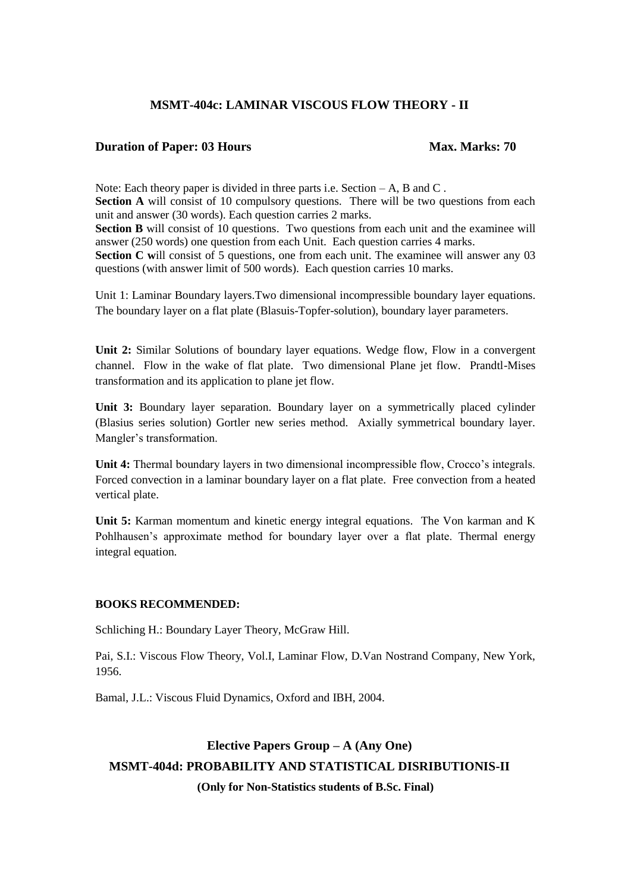## MSMT-404c: LAMINAR VISCOUS FLOW THEORY - II

**Duration of Paper: 03 Hours** **Max. Marks: 70**

Note: Each theory paper is divided in three parts i.e. Section – A, B and C .
**Section A** will consist of 10 compulsory questions. There will be two questions from each unit and answer (30 words). Each question carries 2 marks.
**Section B** will consist of 10 questions. Two questions from each unit and the examinee will answer (250 words) one question from each Unit. Each question carries 4 marks.
**Section C w**ill consist of 5 questions, one from each unit. The examinee will answer any 03 questions (with answer limit of 500 words). Each question carries 10 marks.

Unit 1: Laminar Boundary layers.Two dimensional incompressible boundary layer equations. The boundary layer on a flat plate (Blasuis-Topfer-solution), boundary layer parameters.

**Unit 2:** Similar Solutions of boundary layer equations. Wedge flow, Flow in a convergent channel. Flow in the wake of flat plate. Two dimensional Plane jet flow. Prandtl-Mises transformation and its application to plane jet flow.

**Unit 3:** Boundary layer separation. Boundary layer on a symmetrically placed cylinder (Blasius series solution) Gortler new series method. Axially symmetrical boundary layer. Mangler's transformation.

**Unit 4:** Thermal boundary layers in two dimensional incompressible flow, Crocco's integrals. Forced convection in a laminar boundary layer on a flat plate. Free convection from a heated vertical plate.

**Unit 5:** Karman momentum and kinetic energy integral equations. The Von karman and K Pohlhausen's approximate method for boundary layer over a flat plate. Thermal energy integral equation.

**BOOKS RECOMMENDED:**

Schliching H.: Boundary Layer Theory, McGraw Hill.

Pai, S.I.: Viscous Flow Theory, Vol.I, Laminar Flow, D.Van Nostrand Company, New York, 1956.

Bamal, J.L.: Viscous Fluid Dynamics, Oxford and IBH, 2004.

## Elective Papers Group – A (Any One)

## MSMT-404d: PROBABILITY AND STATISTICAL DISRIBUTIONIS-II

**(Only for Non-Statistics students of B.Sc. Final)**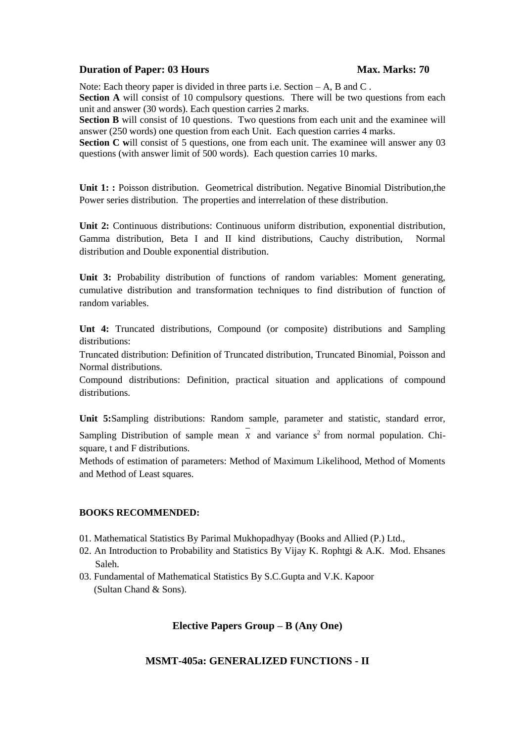**Duration of Paper: 03 Hours** **Max. Marks: 70**

Note: Each theory paper is divided in three parts i.e. Section – A, B and C .

**Section A** will consist of 10 compulsory questions. There will be two questions from each unit and answer (30 words). Each question carries 2 marks.

**Section B** will consist of 10 questions. Two questions from each unit and the examinee will answer (250 words) one question from each Unit. Each question carries 4 marks.

**Section C w**ill consist of 5 questions, one from each unit. The examinee will answer any 03 questions (with answer limit of 500 words). Each question carries 10 marks.

**Unit 1: :** Poisson distribution. Geometrical distribution. Negative Binomial Distribution,the Power series distribution. The properties and interrelation of these distribution.

**Unit 2:** Continuous distributions: Continuous uniform distribution, exponential distribution, Gamma distribution, Beta I and II kind distributions, Cauchy distribution, Normal distribution and Double exponential distribution.

**Unit 3:** Probability distribution of functions of random variables: Moment generating, cumulative distribution and transformation techniques to find distribution of function of random variables.

**Unt 4:** Truncated distributions, Compound (or composite) distributions and Sampling distributions:

Truncated distribution: Definition of Truncated distribution, Truncated Binomial, Poisson and Normal distributions.

Compound distributions: Definition, practical situation and applications of compound distributions.

**Unit 5:**Sampling distributions: Random sample, parameter and statistic, standard error, Sampling Distribution of sample mean $\bar{x}$ and variance $s^2$ from normal population. Chi-square, t and F distributions.

Methods of estimation of parameters: Method of Maximum Likelihood, Method of Moments and Method of Least squares.

**BOOKS RECOMMENDED:**

01. Mathematical Statistics By Parimal Mukhopadhyay (Books and Allied (P.) Ltd.,
02. An Introduction to Probability and Statistics By Vijay K. Rophtgi & A.K. Mod. Ehsanes Saleh.
03. Fundamental of Mathematical Statistics By S.C.Gupta and V.K. Kapoor (Sultan Chand & Sons).

## Elective Papers Group – B (Any One)

## MSMT-405a: GENERALIZED FUNCTIONS - II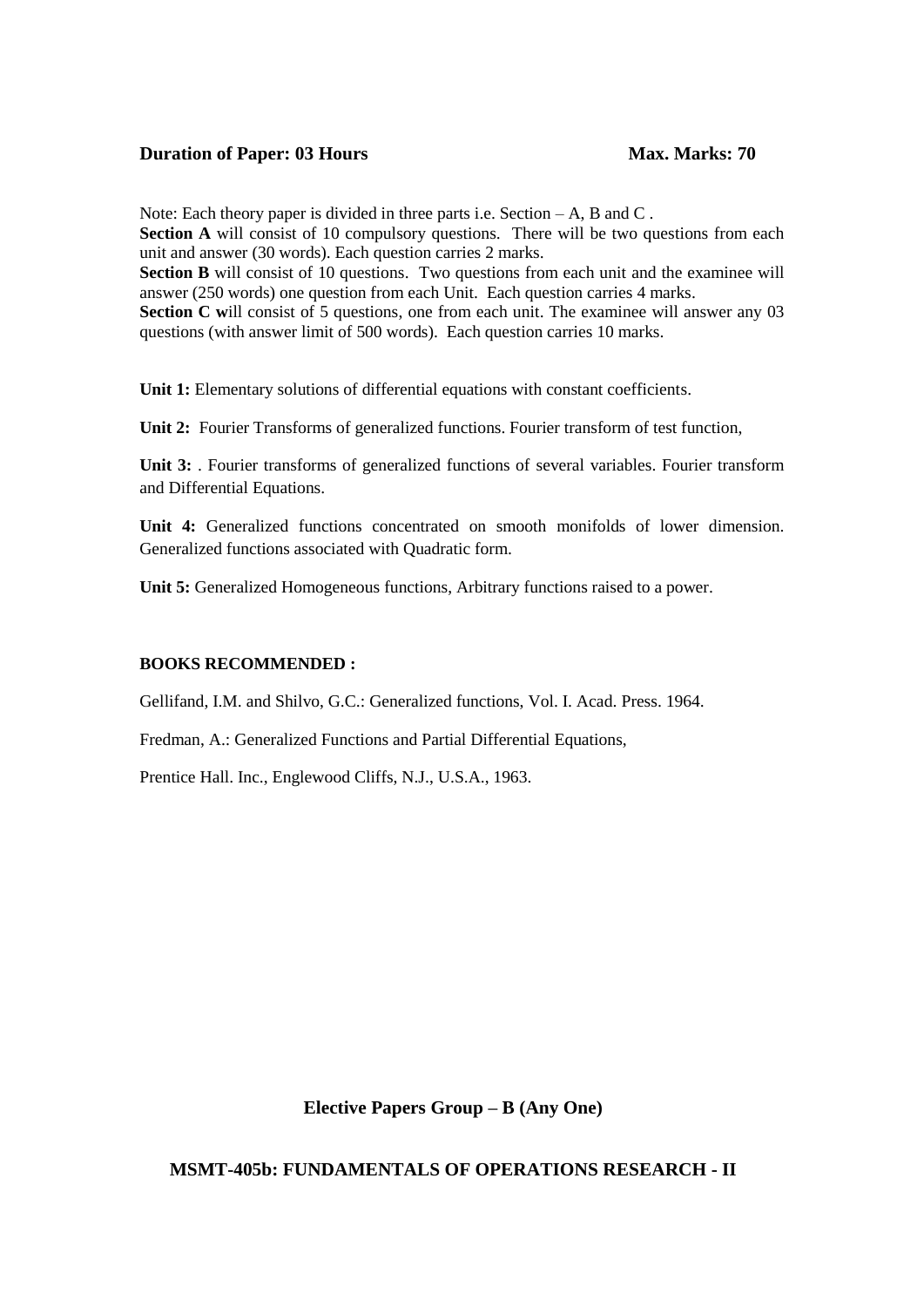**Duration of Paper: 03 Hours** **Max. Marks: 70**

Note: Each theory paper is divided in three parts i.e. Section – A, B and C .
**Section A** will consist of 10 compulsory questions. There will be two questions from each unit and answer (30 words). Each question carries 2 marks.
**Section B** will consist of 10 questions. Two questions from each unit and the examinee will answer (250 words) one question from each Unit. Each question carries 4 marks.
**Section C w**ill consist of 5 questions, one from each unit. The examinee will answer any 03 questions (with answer limit of 500 words). Each question carries 10 marks.

**Unit 1:** Elementary solutions of differential equations with constant coefficients.

**Unit 2:** Fourier Transforms of generalized functions. Fourier transform of test function,

**Unit 3:** . Fourier transforms of generalized functions of several variables. Fourier transform and Differential Equations.

**Unit 4:** Generalized functions concentrated on smooth monifolds of lower dimension. Generalized functions associated with Quadratic form.

**Unit 5:** Generalized Homogeneous functions, Arbitrary functions raised to a power.

**BOOKS RECOMMENDED :**

Gellifand, I.M. and Shilvo, G.C.: Generalized functions, Vol. I. Acad. Press. 1964.

Fredman, A.: Generalized Functions and Partial Differential Equations,

Prentice Hall. Inc., Englewood Cliffs, N.J., U.S.A., 1963.

## Elective Papers Group – B (Any One)

## MSMT-405b: FUNDAMENTALS OF OPERATIONS RESEARCH - II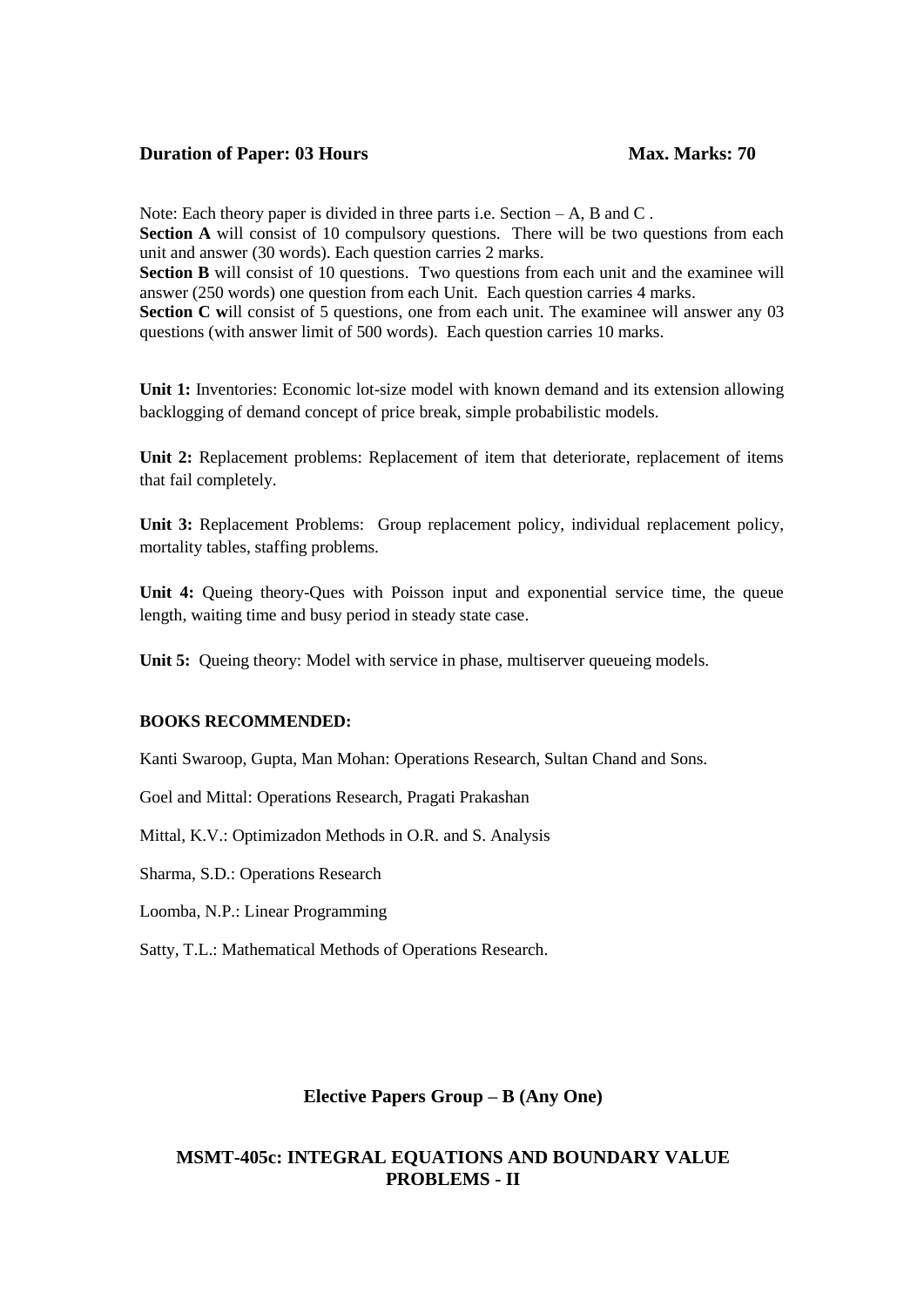**Duration of Paper: 03 Hours** **Max. Marks: 70**

Note: Each theory paper is divided in three parts i.e. Section – A, B and C .
**Section A** will consist of 10 compulsory questions. There will be two questions from each unit and answer (30 words). Each question carries 2 marks.
**Section B** will consist of 10 questions. Two questions from each unit and the examinee will answer (250 words) one question from each Unit. Each question carries 4 marks.
**Section C w**ill consist of 5 questions, one from each unit. The examinee will answer any 03 questions (with answer limit of 500 words). Each question carries 10 marks.

**Unit 1:** Inventories: Economic lot-size model with known demand and its extension allowing backlogging of demand concept of price break, simple probabilistic models.

**Unit 2:** Replacement problems: Replacement of item that deteriorate, replacement of items that fail completely.

**Unit 3:** Replacement Problems: Group replacement policy, individual replacement policy, mortality tables, staffing problems.

**Unit 4:** Queing theory-Ques with Poisson input and exponential service time, the queue length, waiting time and busy period in steady state case.

**Unit 5:** Queing theory: Model with service in phase, multiserver queueing models.

**BOOKS RECOMMENDED:**

Kanti Swaroop, Gupta, Man Mohan: Operations Research, Sultan Chand and Sons.

Goel and Mittal: Operations Research, Pragati Prakashan

Mittal, K.V.: Optimizadon Methods in O.R. and S. Analysis

Sharma, S.D.: Operations Research

Loomba, N.P.: Linear Programming

Satty, T.L.: Mathematical Methods of Operations Research.

## Elective Papers Group – B (Any One)

## MSMT-405c: INTEGRAL EQUATIONS AND BOUNDARY VALUE PROBLEMS - II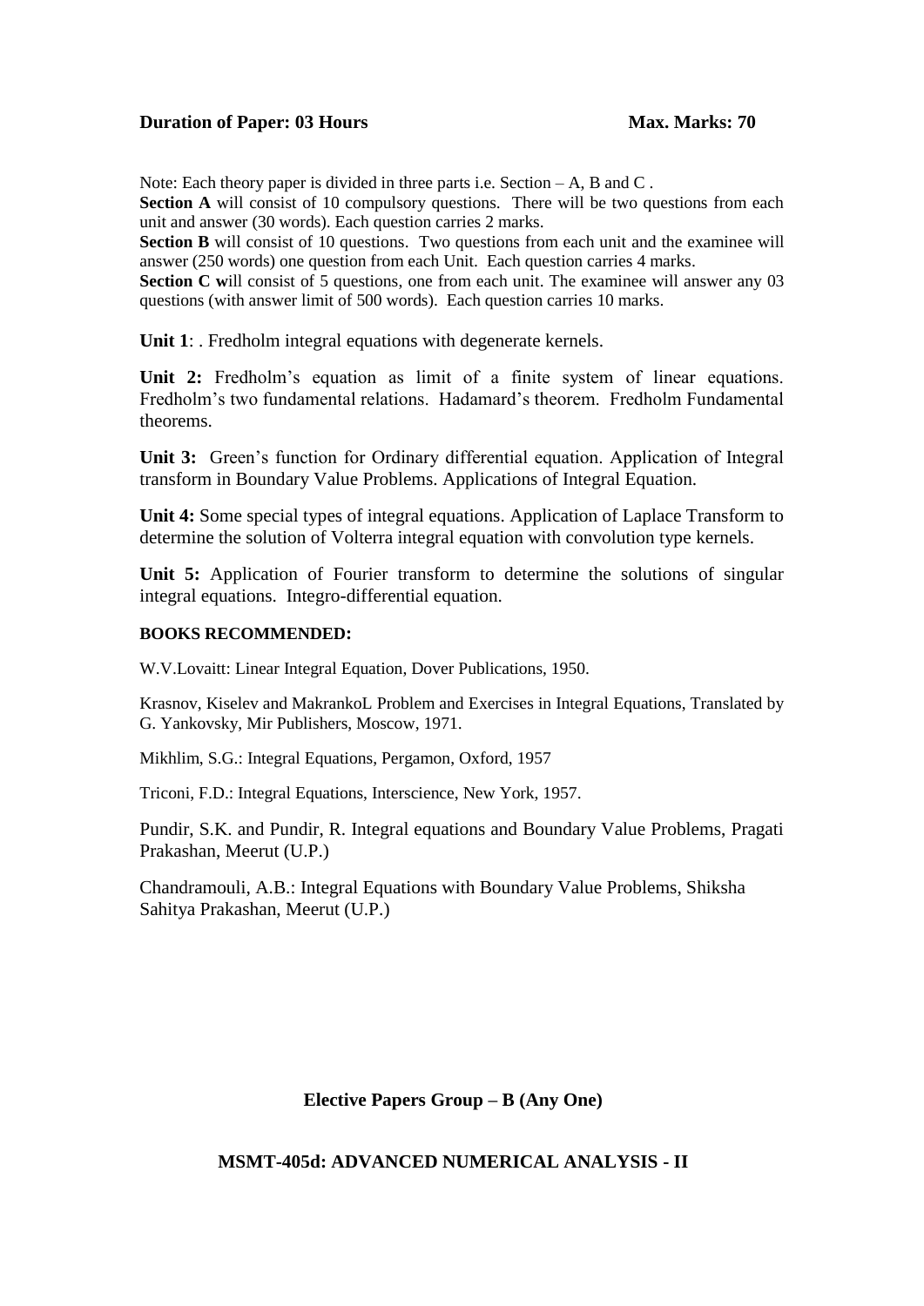**Duration of Paper: 03 Hours** **Max. Marks: 70**

Note: Each theory paper is divided in three parts i.e. Section – A, B and C .

**Section A** will consist of 10 compulsory questions. There will be two questions from each unit and answer (30 words). Each question carries 2 marks.

**Section B** will consist of 10 questions. Two questions from each unit and the examinee will answer (250 words) one question from each Unit. Each question carries 4 marks.

**Section C w**ill consist of 5 questions, one from each unit. The examinee will answer any 03 questions (with answer limit of 500 words). Each question carries 10 marks.

**Unit 1**: . Fredholm integral equations with degenerate kernels.

**Unit 2:** Fredholm's equation as limit of a finite system of linear equations. Fredholm's two fundamental relations. Hadamard's theorem. Fredholm Fundamental theorems.

**Unit 3:** Green's function for Ordinary differential equation. Application of Integral transform in Boundary Value Problems. Applications of Integral Equation.

**Unit 4:** Some special types of integral equations. Application of Laplace Transform to determine the solution of Volterra integral equation with convolution type kernels.

**Unit 5:** Application of Fourier transform to determine the solutions of singular integral equations. Integro-differential equation.

**BOOKS RECOMMENDED:**

W.V.Lovaitt: Linear Integral Equation, Dover Publications, 1950.

Krasnov, Kiselev and MakrankoL Problem and Exercises in Integral Equations, Translated by G. Yankovsky, Mir Publishers, Moscow, 1971.

Mikhlim, S.G.: Integral Equations, Pergamon, Oxford, 1957

Triconi, F.D.: Integral Equations, Interscience, New York, 1957.

Pundir, S.K. and Pundir, R. Integral equations and Boundary Value Problems, Pragati Prakashan, Meerut (U.P.)

Chandramouli, A.B.: Integral Equations with Boundary Value Problems, Shiksha Sahitya Prakashan, Meerut (U.P.)

## Elective Papers Group – B (Any One)

## MSMT-405d: ADVANCED NUMERICAL ANALYSIS - II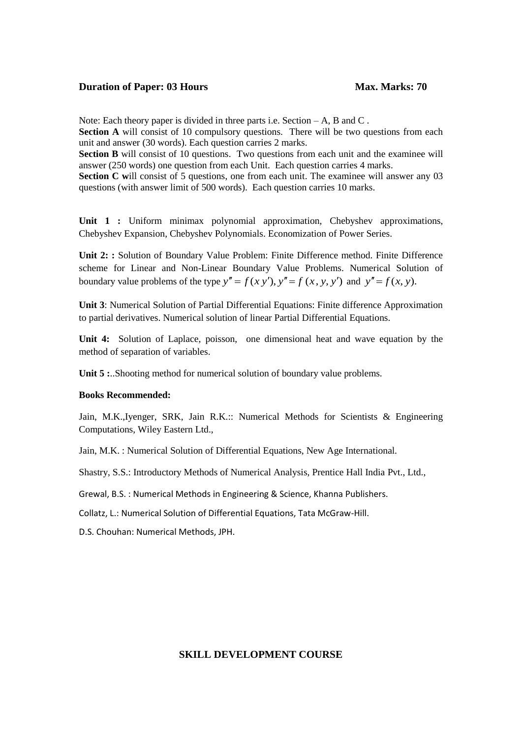**Duration of Paper: 03 Hours** **Max. Marks: 70**

Note: Each theory paper is divided in three parts i.e. Section – A, B and C .

**Section A** will consist of 10 compulsory questions. There will be two questions from each unit and answer (30 words). Each question carries 2 marks.

**Section B** will consist of 10 questions. Two questions from each unit and the examinee will answer (250 words) one question from each Unit. Each question carries 4 marks.

**Section C w**ill consist of 5 questions, one from each unit. The examinee will answer any 03 questions (with answer limit of 500 words). Each question carries 10 marks.

**Unit 1 :** Uniform minimax polynomial approximation, Chebyshev approximations, Chebyshev Expansion, Chebyshev Polynomials. Economization of Power Series.

**Unit 2: :** Solution of Boundary Value Problem: Finite Difference method. Finite Difference scheme for Linear and Non-Linear Boundary Value Problems. Numerical Solution of boundary value problems of the type $y'' = f(x\, y'), y'' = f\,(x, y, y')$ and $y'' = f(x, y)$.

**Unit 3**: Numerical Solution of Partial Differential Equations: Finite difference Approximation to partial derivatives. Numerical solution of linear Partial Differential Equations.

**Unit 4:** Solution of Laplace, poisson, one dimensional heat and wave equation by the method of separation of variables.

**Unit 5 :**..Shooting method for numerical solution of boundary value problems.

**Books Recommended:**

Jain, M.K.,Iyenger, SRK, Jain R.K.:: Numerical Methods for Scientists & Engineering Computations, Wiley Eastern Ltd.,

Jain, M.K. : Numerical Solution of Differential Equations, New Age International.

Shastry, S.S.: Introductory Methods of Numerical Analysis, Prentice Hall India Pvt., Ltd.,

Grewal, B.S. : Numerical Methods in Engineering & Science, Khanna Publishers.

Collatz, L.: Numerical Solution of Differential Equations, Tata McGraw-Hill.

D.S. Chouhan: Numerical Methods, JPH.

## SKILL DEVELOPMENT COURSE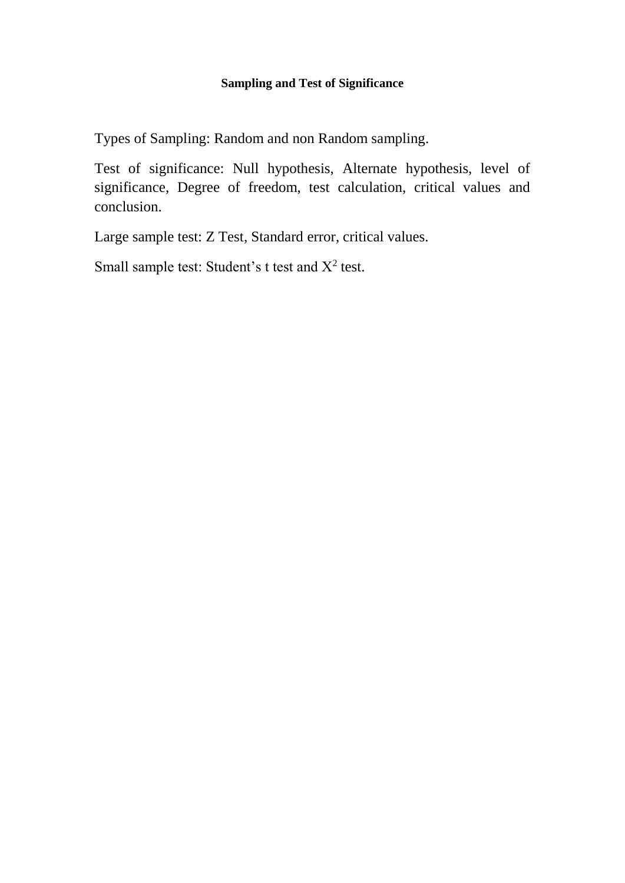**Sampling and Test of Significance**

Types of Sampling: Random and non Random sampling.

Test of significance: Null hypothesis, Alternate hypothesis, level of significance, Degree of freedom, test calculation, critical values and conclusion.

Large sample test: Z Test, Standard error, critical values.

Small sample test: Student's t test and $X^2$ test.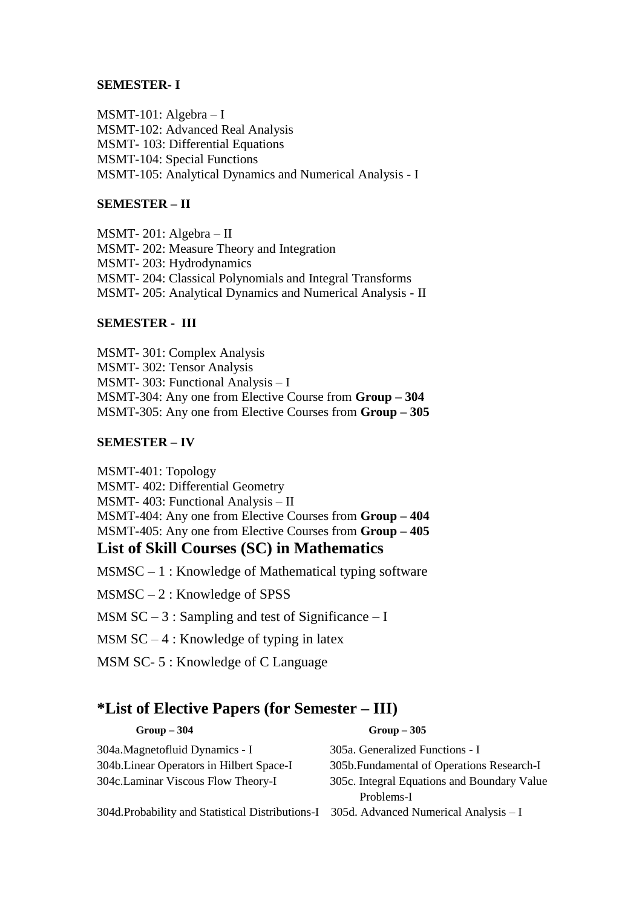**SEMESTER- I**

MSMT-101: Algebra – I
MSMT-102: Advanced Real Analysis
MSMT- 103: Differential Equations
MSMT-104: Special Functions
MSMT-105: Analytical Dynamics and Numerical Analysis - I

**SEMESTER – II**

MSMT- 201: Algebra – II
MSMT- 202: Measure Theory and Integration
MSMT- 203: Hydrodynamics
MSMT- 204: Classical Polynomials and Integral Transforms
MSMT- 205: Analytical Dynamics and Numerical Analysis - II

**SEMESTER - III**

MSMT- 301: Complex Analysis
MSMT- 302: Tensor Analysis
MSMT- 303: Functional Analysis – I
MSMT-304: Any one from Elective Course from **Group – 304**
MSMT-305: Any one from Elective Courses from **Group – 305**

**SEMESTER – IV**

MSMT-401: Topology
MSMT- 402: Differential Geometry
MSMT- 403: Functional Analysis – II
MSMT-404: Any one from Elective Courses from **Group – 404**
MSMT-405: Any one from Elective Courses from **Group – 405**

## List of Skill Courses (SC) in Mathematics

MSMSC – 1 : Knowledge of Mathematical typing software

MSMSC – 2 : Knowledge of SPSS

MSM SC – 3 : Sampling and test of Significance – I

MSM SC – 4 : Knowledge of typing in latex

MSM SC- 5 : Knowledge of C Language

## *List of Elective Papers (for Semester – III)

| **Group – 304** | **Group – 305** |
|---|---|
| 304a.Magnetofluid Dynamics - I | 305a. Generalized Functions - I |
| 304b.Linear Operators in Hilbert Space-I | 305b.Fundamental of Operations Research-I |
| 304c.Laminar Viscous Flow Theory-I | 305c. Integral Equations and Boundary Value Problems-I |
| 304d.Probability and Statistical Distributions-I | 305d. Advanced Numerical Analysis – I |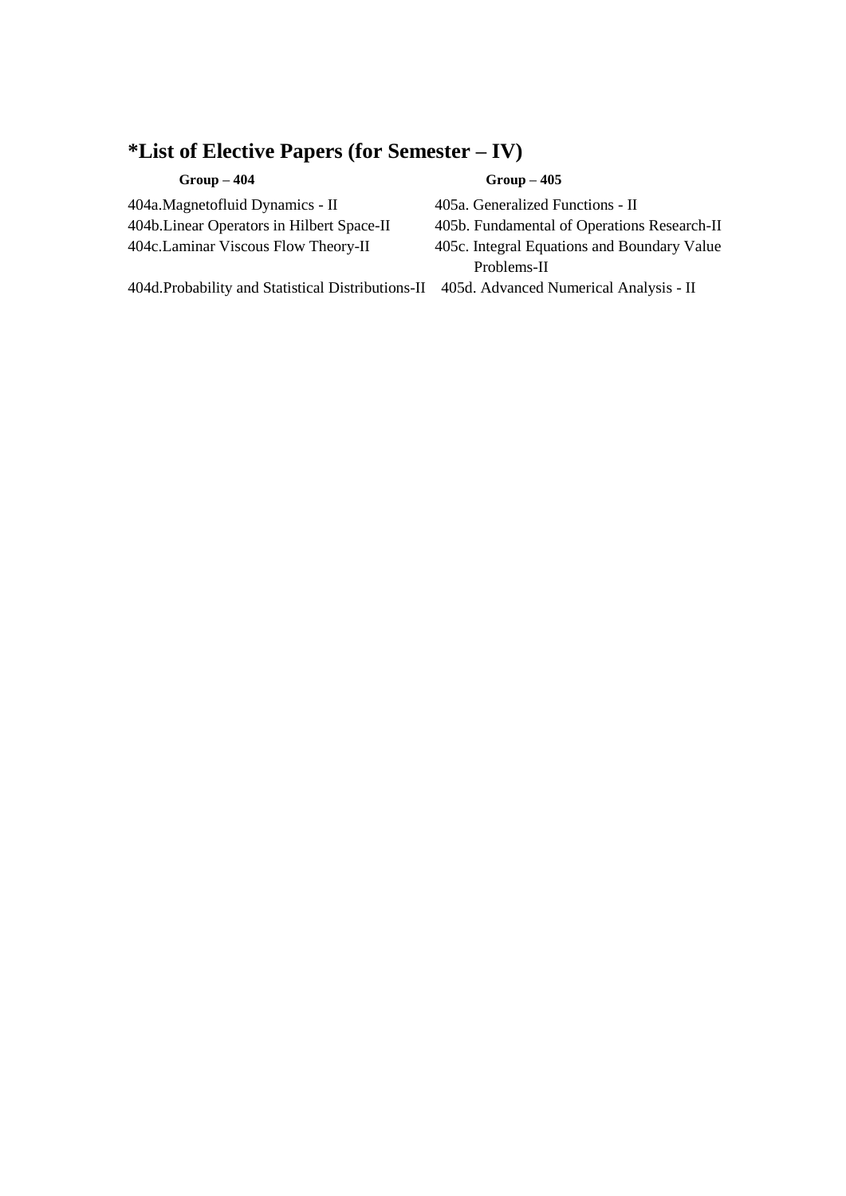## *List of Elective Papers (for Semester – IV)

| Group – 404 | Group – 405 |
|---|---|
| 404a.Magnetofluid Dynamics - II | 405a. Generalized Functions - II |
| 404b.Linear Operators in Hilbert Space-II | 405b. Fundamental of Operations Research-II |
| 404c.Laminar Viscous Flow Theory-II | 405c. Integral Equations and Boundary Value Problems-II |
| 404d.Probability and Statistical Distributions-II | 405d. Advanced Numerical Analysis - II |